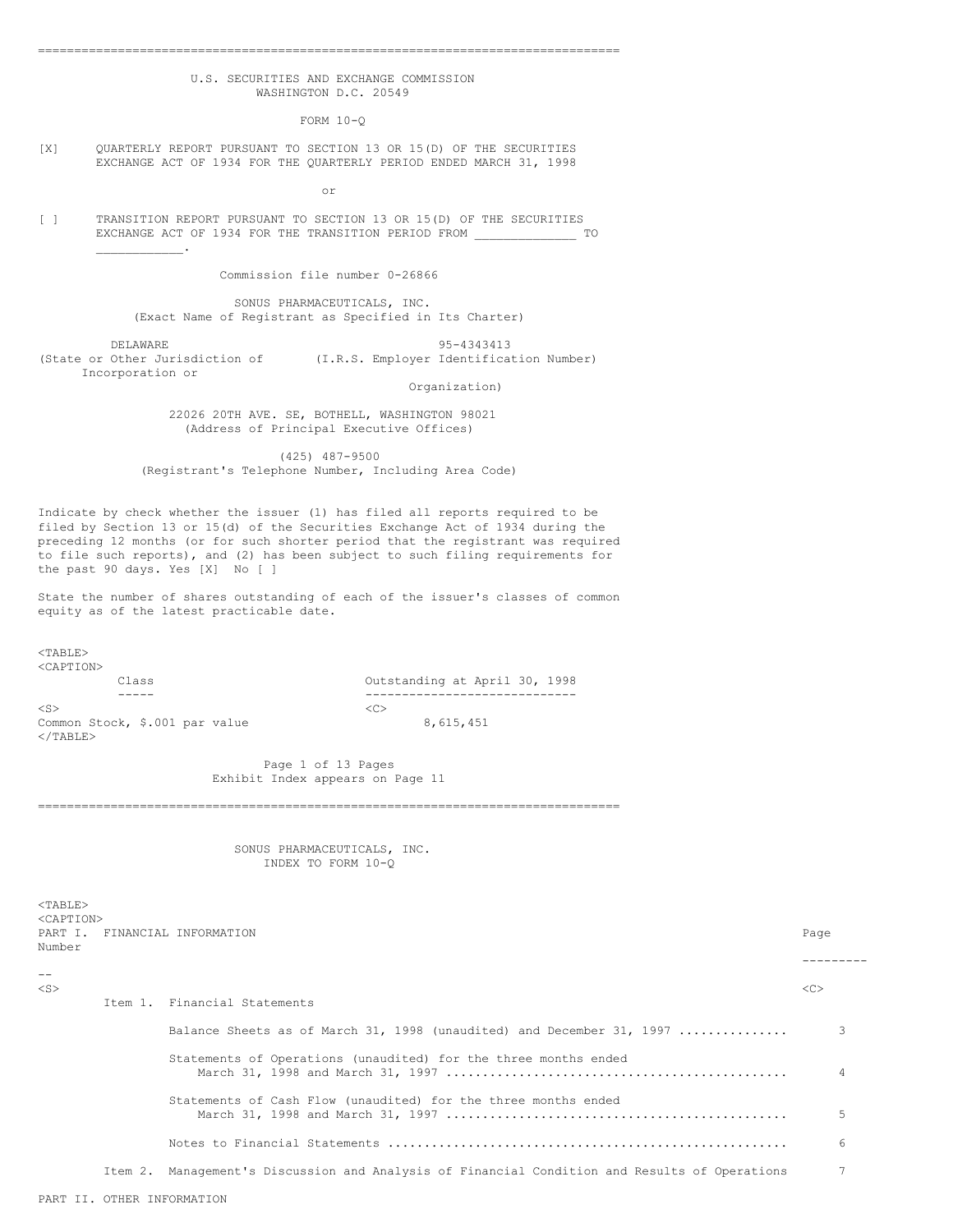U.S. SECURITIES AND EXCHANGE COMMISSION
WASHINGTON D.C. 20549

FORM 10-Q

[X] QUARTERLY REPORT PURSUANT TO SECTION 13 OR 15(D) OF THE SECURITIES EXCHANGE ACT OF 1934 FOR THE QUARTERLY PERIOD ENDED MARCH 31, 1998

or

[ ] TRANSITION REPORT PURSUANT TO SECTION 13 OR 15(D) OF THE SECURITIES EXCHANGE ACT OF 1934 FOR THE TRANSITION PERIOD FROM _____________ TO ___________.

Commission file number 0-26866

SONUS PHARMACEUTICALS, INC.
(Exact Name of Registrant as Specified in Its Charter)

| DELAWARE | 95-4343413 |
|---|---|
| (State or Other Jurisdiction of Incorporation or Organization) | (I.R.S. Employer Identification Number) |

22026 20TH AVE. SE, BOTHELL, WASHINGTON 98021
(Address of Principal Executive Offices)

(425) 487-9500
(Registrant's Telephone Number, Including Area Code)

Indicate by check whether the issuer (1) has filed all reports required to be filed by Section 13 or 15(d) of the Securities Exchange Act of 1934 during the preceding 12 months (or for such shorter period that the registrant was required to file such reports), and (2) has been subject to such filing requirements for the past 90 days. Yes [X] No [ ]

State the number of shares outstanding of each of the issuer's classes of common equity as of the latest practicable date.

| Class | Outstanding at April 30, 1998 |
|---|---|
| Common Stock, $.001 par value | 8,615,451 |

Page 1 of 13 Pages
Exhibit Index appears on Page 11

SONUS PHARMACEUTICALS, INC.
INDEX TO FORM 10-Q

| PART I. FINANCIAL INFORMATION | Page Number |
|---|---|
| Item 1. Financial Statements | |
| Balance Sheets as of March 31, 1998 (unaudited) and December 31, 1997 | 3 |
| Statements of Operations (unaudited) for the three months ended March 31, 1998 and March 31, 1997 | 4 |
| Statements of Cash Flow (unaudited) for the three months ended March 31, 1998 and March 31, 1997 | 5 |
| Notes to Financial Statements | 6 |
| Item 2. Management's Discussion and Analysis of Financial Condition and Results of Operations | 7 |

PART II. OTHER INFORMATION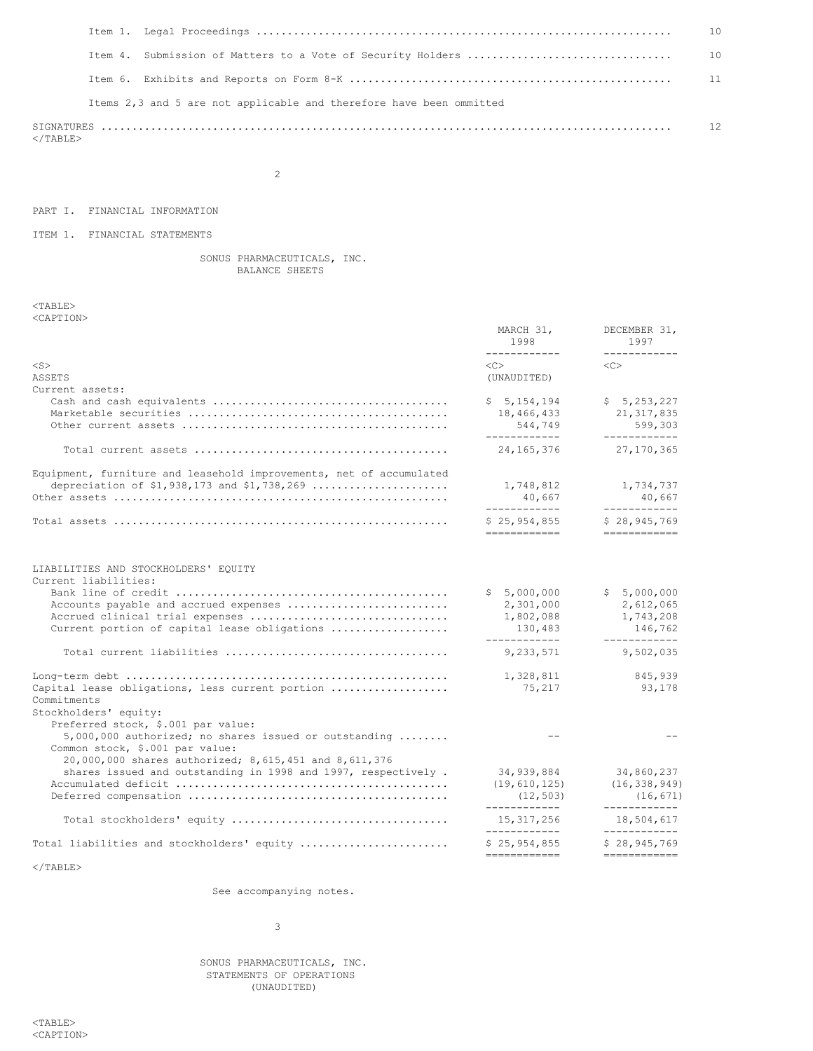| | |
|---|---|
| Item 1. Legal Proceedings | 10 |
| Item 4. Submission of Matters to a Vote of Security Holders | 10 |
| Item 6. Exhibits and Reports on Form 8-K | 11 |
| Items 2,3 and 5 are not applicable and therefore have been ommitted | |
| SIGNATURES | 12 |

PART I. FINANCIAL INFORMATION

ITEM 1. FINANCIAL STATEMENTS

SONUS PHARMACEUTICALS, INC.
BALANCE SHEETS

| | MARCH 31, 1998 | DECEMBER 31, 1997 |
|---|---|---|
| | (UNAUDITED) | |
| ASSETS | | |
| Current assets: | | |
| Cash and cash equivalents | $ 5,154,194 | $ 5,253,227 |
| Marketable securities | 18,466,433 | 21,317,835 |
| Other current assets | 544,749 | 599,303 |
| Total current assets | 24,165,376 | 27,170,365 |
| Equipment, furniture and leasehold improvements, net of accumulated depreciation of $1,938,173 and $1,738,269 | 1,748,812 | 1,734,737 |
| Other assets | 40,667 | 40,667 |
| Total assets | $ 25,954,855 | $ 28,945,769 |
| LIABILITIES AND STOCKHOLDERS' EQUITY | | |
| Current liabilities: | | |
| Bank line of credit | $ 5,000,000 | $ 5,000,000 |
| Accounts payable and accrued expenses | 2,301,000 | 2,612,065 |
| Accrued clinical trial expenses | 1,802,088 | 1,743,208 |
| Current portion of capital lease obligations | 130,483 | 146,762 |
| Total current liabilities | 9,233,571 | 9,502,035 |
| Long-term debt | 1,328,811 | 845,939 |
| Capital lease obligations, less current portion | 75,217 | 93,178 |
| Commitments | | |
| Stockholders' equity: | | |
| Preferred stock, $.001 par value: 5,000,000 authorized; no shares issued or outstanding | -- | -- |
| Common stock, $.001 par value: 20,000,000 shares authorized; 8,615,451 and 8,611,376 shares issued and outstanding in 1998 and 1997, respectively | 34,939,884 | 34,860,237 |
| Accumulated deficit | (19,610,125) | (16,338,949) |
| Deferred compensation | (12,503) | (16,671) |
| Total stockholders' equity | 15,317,256 | 18,504,617 |
| Total liabilities and stockholders' equity | $ 25,954,855 | $ 28,945,769 |

See accompanying notes.

SONUS PHARMACEUTICALS, INC.
STATEMENTS OF OPERATIONS
(UNAUDITED)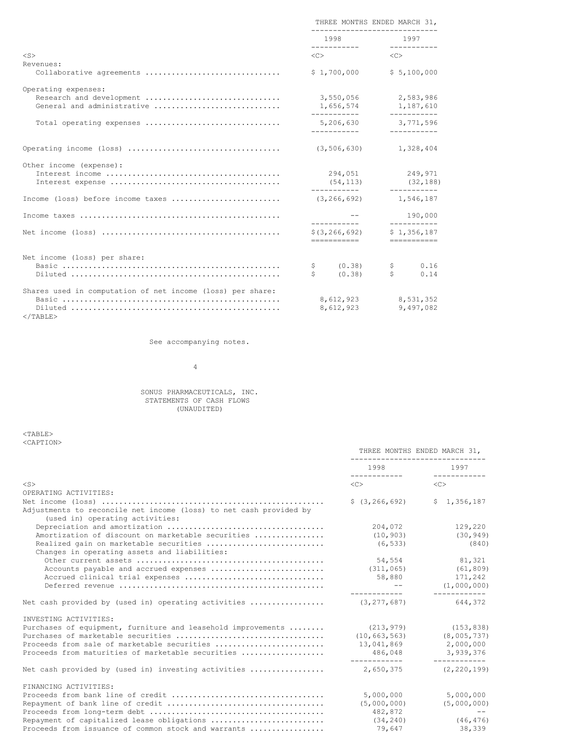| | THREE MONTHS ENDED MARCH 31, | |
|---|---|---|
| | 1998 | 1997 |
| Revenues: | | |
| Collaborative agreements | $ 1,700,000 | $ 5,100,000 |
| Operating expenses: | | |
| Research and development | 3,550,056 | 2,583,986 |
| General and administrative | 1,656,574 | 1,187,610 |
| Total operating expenses | 5,206,630 | 3,771,596 |
| Operating income (loss) | (3,506,630) | 1,328,404 |
| Other income (expense): | | |
| Interest income | 294,051 | 249,971 |
| Interest expense | (54,113) | (32,188) |
| Income (loss) before income taxes | (3,266,692) | 1,546,187 |
| Income taxes | -- | 190,000 |
| Net income (loss) | $(3,266,692) | $ 1,356,187 |
| Net income (loss) per share: | | |
| Basic | $ (0.38) | $ 0.16 |
| Diluted | $ (0.38) | $ 0.14 |
| Shares used in computation of net income (loss) per share: | | |
| Basic | 8,612,923 | 8,531,352 |
| Diluted | 8,612,923 | 9,497,082 |

See accompanying notes.

SONUS PHARMACEUTICALS, INC.
STATEMENTS OF CASH FLOWS
(UNAUDITED)

| | THREE MONTHS ENDED MARCH 31, | |
|---|---|---|
| | 1998 | 1997 |
| OPERATING ACTIVITIES: | | |
| Net income (loss) | $ (3,266,692) | $ 1,356,187 |
| Adjustments to reconcile net income (loss) to net cash provided by (used in) operating activities: | | |
| Depreciation and amortization | 204,072 | 129,220 |
| Amortization of discount on marketable securities | (10,903) | (30,949) |
| Realized gain on marketable securities | (6,533) | (840) |
| Changes in operating assets and liabilities: | | |
| Other current assets | 54,554 | 81,321 |
| Accounts payable and accrued expenses | (311,065) | (61,809) |
| Accrued clinical trial expenses | 58,880 | 171,242 |
| Deferred revenue | -- | (1,000,000) |
| Net cash provided by (used in) operating activities | (3,277,687) | 644,372 |
| INVESTING ACTIVITIES: | | |
| Purchases of equipment, furniture and leasehold improvements | (213,979) | (153,838) |
| Purchases of marketable securities | (10,663,563) | (8,005,737) |
| Proceeds from sale of marketable securities | 13,041,869 | 2,000,000 |
| Proceeds from maturities of marketable securities | 486,048 | 3,939,376 |
| Net cash provided by (used in) investing activities | 2,650,375 | (2,220,199) |
| FINANCING ACTIVITIES: | | |
| Proceeds from bank line of credit | 5,000,000 | 5,000,000 |
| Repayment of bank line of credit | (5,000,000) | (5,000,000) |
| Proceeds from long-term debt | 482,872 | -- |
| Repayment of capitalized lease obligations | (34,240) | (46,476) |
| Proceeds from issuance of common stock and warrants | 79,647 | 38,339 |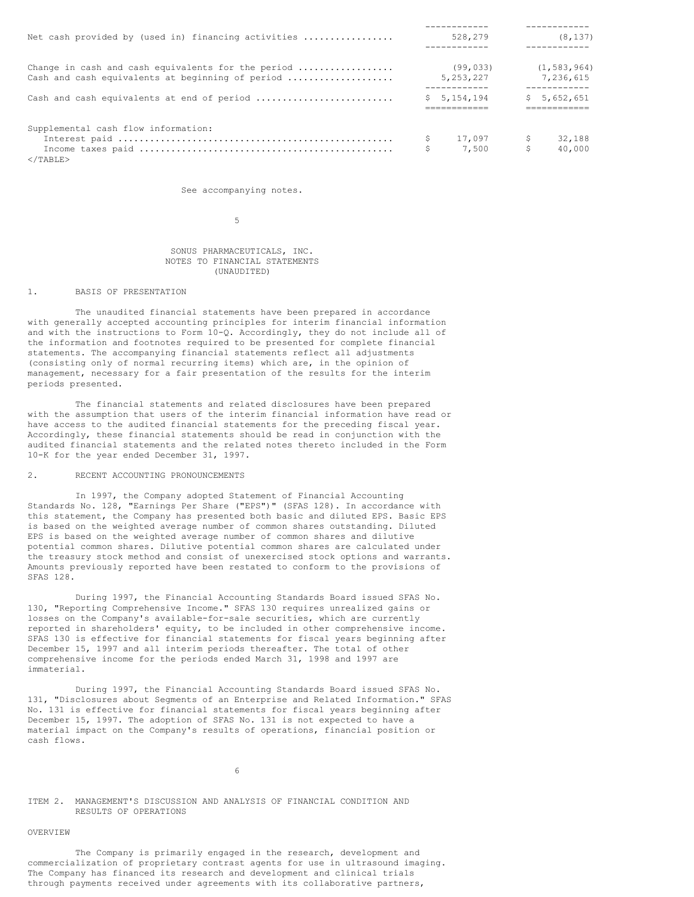| | | |
|---|---|---|
| Net cash provided by (used in) financing activities | 528,279 | (8,137) |
| Change in cash and cash equivalents for the period | (99,033) | (1,583,964) |
| Cash and cash equivalents at beginning of period | 5,253,227 | 7,236,615 |
| Cash and cash equivalents at end of period | $ 5,154,194 | $ 5,652,651 |
| Supplemental cash flow information: | | |
| Interest paid | $ 17,097 | $ 32,188 |
| Income taxes paid | $ 7,500 | $ 40,000 |

See accompanying notes.

SONUS PHARMACEUTICALS, INC.
NOTES TO FINANCIAL STATEMENTS
(UNAUDITED)

## 1. BASIS OF PRESENTATION

The unaudited financial statements have been prepared in accordance with generally accepted accounting principles for interim financial information and with the instructions to Form 10-Q. Accordingly, they do not include all of the information and footnotes required to be presented for complete financial statements. The accompanying financial statements reflect all adjustments (consisting only of normal recurring items) which are, in the opinion of management, necessary for a fair presentation of the results for the interim periods presented.

The financial statements and related disclosures have been prepared with the assumption that users of the interim financial information have read or have access to the audited financial statements for the preceding fiscal year. Accordingly, these financial statements should be read in conjunction with the audited financial statements and the related notes thereto included in the Form 10-K for the year ended December 31, 1997.

## 2. RECENT ACCOUNTING PRONOUNCEMENTS

In 1997, the Company adopted Statement of Financial Accounting Standards No. 128, "Earnings Per Share ("EPS")" (SFAS 128). In accordance with this statement, the Company has presented both basic and diluted EPS. Basic EPS is based on the weighted average number of common shares outstanding. Diluted EPS is based on the weighted average number of common shares and dilutive potential common shares. Dilutive potential common shares are calculated under the treasury stock method and consist of unexercised stock options and warrants. Amounts previously reported have been restated to conform to the provisions of SFAS 128.

During 1997, the Financial Accounting Standards Board issued SFAS No. 130, "Reporting Comprehensive Income." SFAS 130 requires unrealized gains or losses on the Company's available-for-sale securities, which are currently reported in shareholders' equity, to be included in other comprehensive income. SFAS 130 is effective for financial statements for fiscal years beginning after December 15, 1997 and all interim periods thereafter. The total of other comprehensive income for the periods ended March 31, 1998 and 1997 are immaterial.

During 1997, the Financial Accounting Standards Board issued SFAS No. 131, "Disclosures about Segments of an Enterprise and Related Information." SFAS No. 131 is effective for financial statements for fiscal years beginning after December 15, 1997. The adoption of SFAS No. 131 is not expected to have a material impact on the Company's results of operations, financial position or cash flows.

## ITEM 2. MANAGEMENT'S DISCUSSION AND ANALYSIS OF FINANCIAL CONDITION AND RESULTS OF OPERATIONS

### OVERVIEW

The Company is primarily engaged in the research, development and commercialization of proprietary contrast agents for use in ultrasound imaging. The Company has financed its research and development and clinical trials through payments received under agreements with its collaborative partners,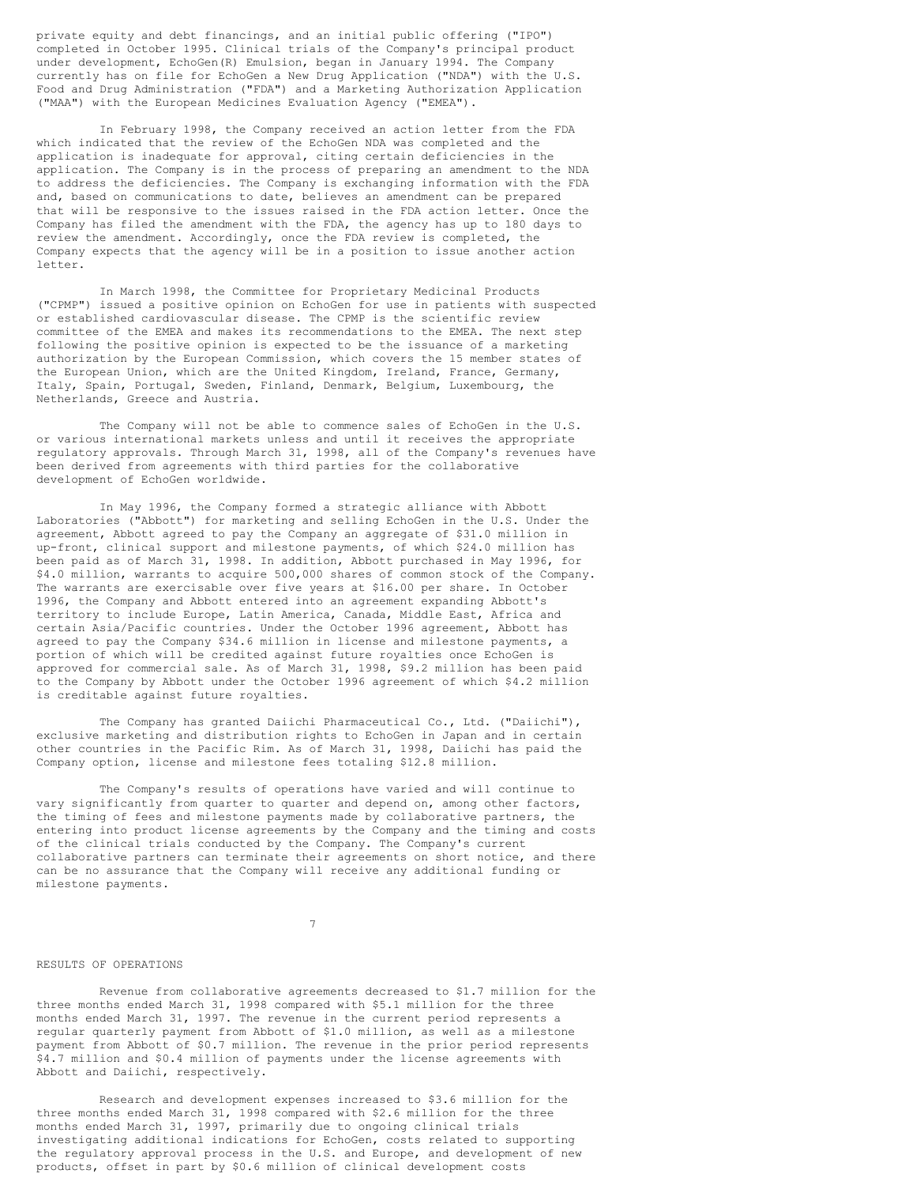private equity and debt financings, and an initial public offering ("IPO") completed in October 1995. Clinical trials of the Company's principal product under development, EchoGen(R) Emulsion, began in January 1994. The Company currently has on file for EchoGen a New Drug Application ("NDA") with the U.S. Food and Drug Administration ("FDA") and a Marketing Authorization Application ("MAA") with the European Medicines Evaluation Agency ("EMEA").

In February 1998, the Company received an action letter from the FDA which indicated that the review of the EchoGen NDA was completed and the application is inadequate for approval, citing certain deficiencies in the application. The Company is in the process of preparing an amendment to the NDA to address the deficiencies. The Company is exchanging information with the FDA and, based on communications to date, believes an amendment can be prepared that will be responsive to the issues raised in the FDA action letter. Once the Company has filed the amendment with the FDA, the agency has up to 180 days to review the amendment. Accordingly, once the FDA review is completed, the Company expects that the agency will be in a position to issue another action letter.

In March 1998, the Committee for Proprietary Medicinal Products ("CPMP") issued a positive opinion on EchoGen for use in patients with suspected or established cardiovascular disease. The CPMP is the scientific review committee of the EMEA and makes its recommendations to the EMEA. The next step following the positive opinion is expected to be the issuance of a marketing authorization by the European Commission, which covers the 15 member states of the European Union, which are the United Kingdom, Ireland, France, Germany, Italy, Spain, Portugal, Sweden, Finland, Denmark, Belgium, Luxembourg, the Netherlands, Greece and Austria.

The Company will not be able to commence sales of EchoGen in the U.S. or various international markets unless and until it receives the appropriate regulatory approvals. Through March 31, 1998, all of the Company's revenues have been derived from agreements with third parties for the collaborative development of EchoGen worldwide.

In May 1996, the Company formed a strategic alliance with Abbott Laboratories ("Abbott") for marketing and selling EchoGen in the U.S. Under the agreement, Abbott agreed to pay the Company an aggregate of $31.0 million in up-front, clinical support and milestone payments, of which $24.0 million has been paid as of March 31, 1998. In addition, Abbott purchased in May 1996, for $4.0 million, warrants to acquire 500,000 shares of common stock of the Company. The warrants are exercisable over five years at $16.00 per share. In October 1996, the Company and Abbott entered into an agreement expanding Abbott's territory to include Europe, Latin America, Canada, Middle East, Africa and certain Asia/Pacific countries. Under the October 1996 agreement, Abbott has agreed to pay the Company $34.6 million in license and milestone payments, a portion of which will be credited against future royalties once EchoGen is approved for commercial sale. As of March 31, 1998, $9.2 million has been paid to the Company by Abbott under the October 1996 agreement of which $4.2 million is creditable against future royalties.

The Company has granted Daiichi Pharmaceutical Co., Ltd. ("Daiichi"), exclusive marketing and distribution rights to EchoGen in Japan and in certain other countries in the Pacific Rim. As of March 31, 1998, Daiichi has paid the Company option, license and milestone fees totaling $12.8 million.

The Company's results of operations have varied and will continue to vary significantly from quarter to quarter and depend on, among other factors, the timing of fees and milestone payments made by collaborative partners, the entering into product license agreements by the Company and the timing and costs of the clinical trials conducted by the Company. The Company's current collaborative partners can terminate their agreements on short notice, and there can be no assurance that the Company will receive any additional funding or milestone payments.

## RESULTS OF OPERATIONS

Revenue from collaborative agreements decreased to $1.7 million for the three months ended March 31, 1998 compared with $5.1 million for the three months ended March 31, 1997. The revenue in the current period represents a regular quarterly payment from Abbott of $1.0 million, as well as a milestone payment from Abbott of $0.7 million. The revenue in the prior period represents $4.7 million and $0.4 million of payments under the license agreements with Abbott and Daiichi, respectively.

Research and development expenses increased to $3.6 million for the three months ended March 31, 1998 compared with $2.6 million for the three months ended March 31, 1997, primarily due to ongoing clinical trials investigating additional indications for EchoGen, costs related to supporting the regulatory approval process in the U.S. and Europe, and development of new products, offset in part by $0.6 million of clinical development costs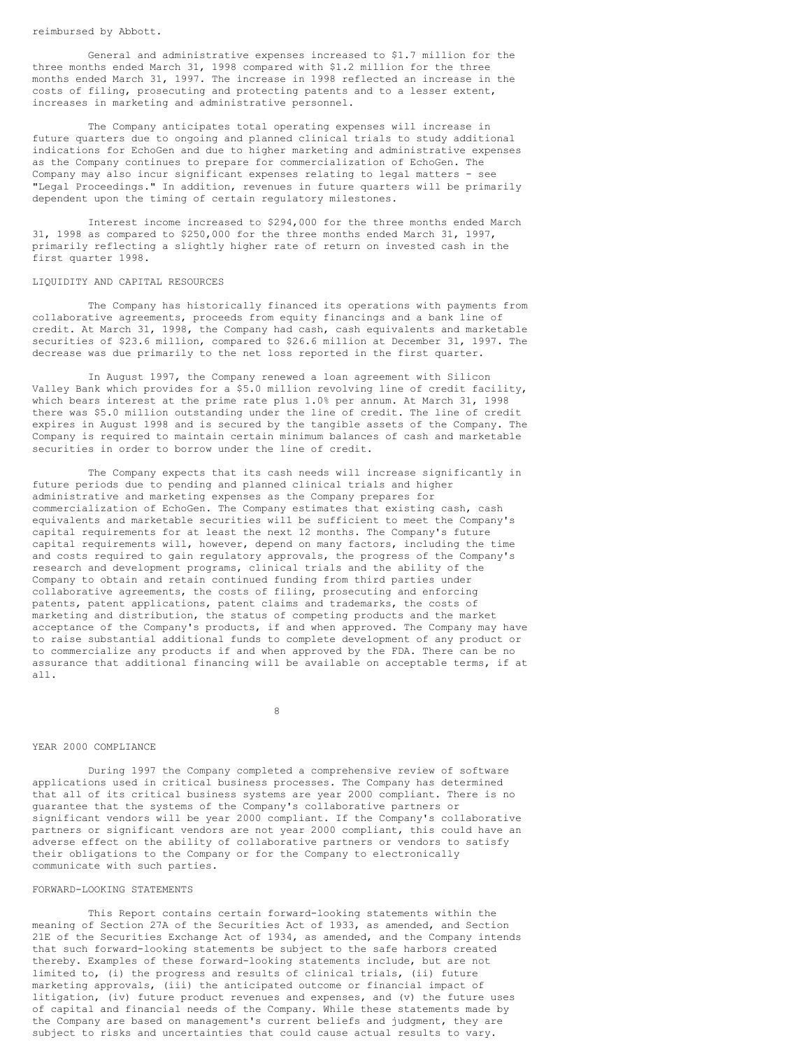reimbursed by Abbott.

General and administrative expenses increased to $1.7 million for the three months ended March 31, 1998 compared with $1.2 million for the three months ended March 31, 1997. The increase in 1998 reflected an increase in the costs of filing, prosecuting and protecting patents and to a lesser extent, increases in marketing and administrative personnel.

The Company anticipates total operating expenses will increase in future quarters due to ongoing and planned clinical trials to study additional indications for EchoGen and due to higher marketing and administrative expenses as the Company continues to prepare for commercialization of EchoGen. The Company may also incur significant expenses relating to legal matters - see "Legal Proceedings." In addition, revenues in future quarters will be primarily dependent upon the timing of certain regulatory milestones.

Interest income increased to $294,000 for the three months ended March 31, 1998 as compared to $250,000 for the three months ended March 31, 1997, primarily reflecting a slightly higher rate of return on invested cash in the first quarter 1998.

## LIQUIDITY AND CAPITAL RESOURCES

The Company has historically financed its operations with payments from collaborative agreements, proceeds from equity financings and a bank line of credit. At March 31, 1998, the Company had cash, cash equivalents and marketable securities of $23.6 million, compared to $26.6 million at December 31, 1997. The decrease was due primarily to the net loss reported in the first quarter.

In August 1997, the Company renewed a loan agreement with Silicon Valley Bank which provides for a $5.0 million revolving line of credit facility, which bears interest at the prime rate plus 1.0% per annum. At March 31, 1998 there was $5.0 million outstanding under the line of credit. The line of credit expires in August 1998 and is secured by the tangible assets of the Company. The Company is required to maintain certain minimum balances of cash and marketable securities in order to borrow under the line of credit.

The Company expects that its cash needs will increase significantly in future periods due to pending and planned clinical trials and higher administrative and marketing expenses as the Company prepares for commercialization of EchoGen. The Company estimates that existing cash, cash equivalents and marketable securities will be sufficient to meet the Company's capital requirements for at least the next 12 months. The Company's future capital requirements will, however, depend on many factors, including the time and costs required to gain regulatory approvals, the progress of the Company's research and development programs, clinical trials and the ability of the Company to obtain and retain continued funding from third parties under collaborative agreements, the costs of filing, prosecuting and enforcing patents, patent applications, patent claims and trademarks, the costs of marketing and distribution, the status of competing products and the market acceptance of the Company's products, if and when approved. The Company may have to raise substantial additional funds to complete development of any product or to commercialize any products if and when approved by the FDA. There can be no assurance that additional financing will be available on acceptable terms, if at all.

## YEAR 2000 COMPLIANCE

During 1997 the Company completed a comprehensive review of software applications used in critical business processes. The Company has determined that all of its critical business systems are year 2000 compliant. There is no guarantee that the systems of the Company's collaborative partners or significant vendors will be year 2000 compliant. If the Company's collaborative partners or significant vendors are not year 2000 compliant, this could have an adverse effect on the ability of collaborative partners or vendors to satisfy their obligations to the Company or for the Company to electronically communicate with such parties.

## FORWARD-LOOKING STATEMENTS

This Report contains certain forward-looking statements within the meaning of Section 27A of the Securities Act of 1933, as amended, and Section 21E of the Securities Exchange Act of 1934, as amended, and the Company intends that such forward-looking statements be subject to the safe harbors created thereby. Examples of these forward-looking statements include, but are not limited to, (i) the progress and results of clinical trials, (ii) future marketing approvals, (iii) the anticipated outcome or financial impact of litigation, (iv) future product revenues and expenses, and (v) the future uses of capital and financial needs of the Company. While these statements made by the Company are based on management's current beliefs and judgment, they are subject to risks and uncertainties that could cause actual results to vary.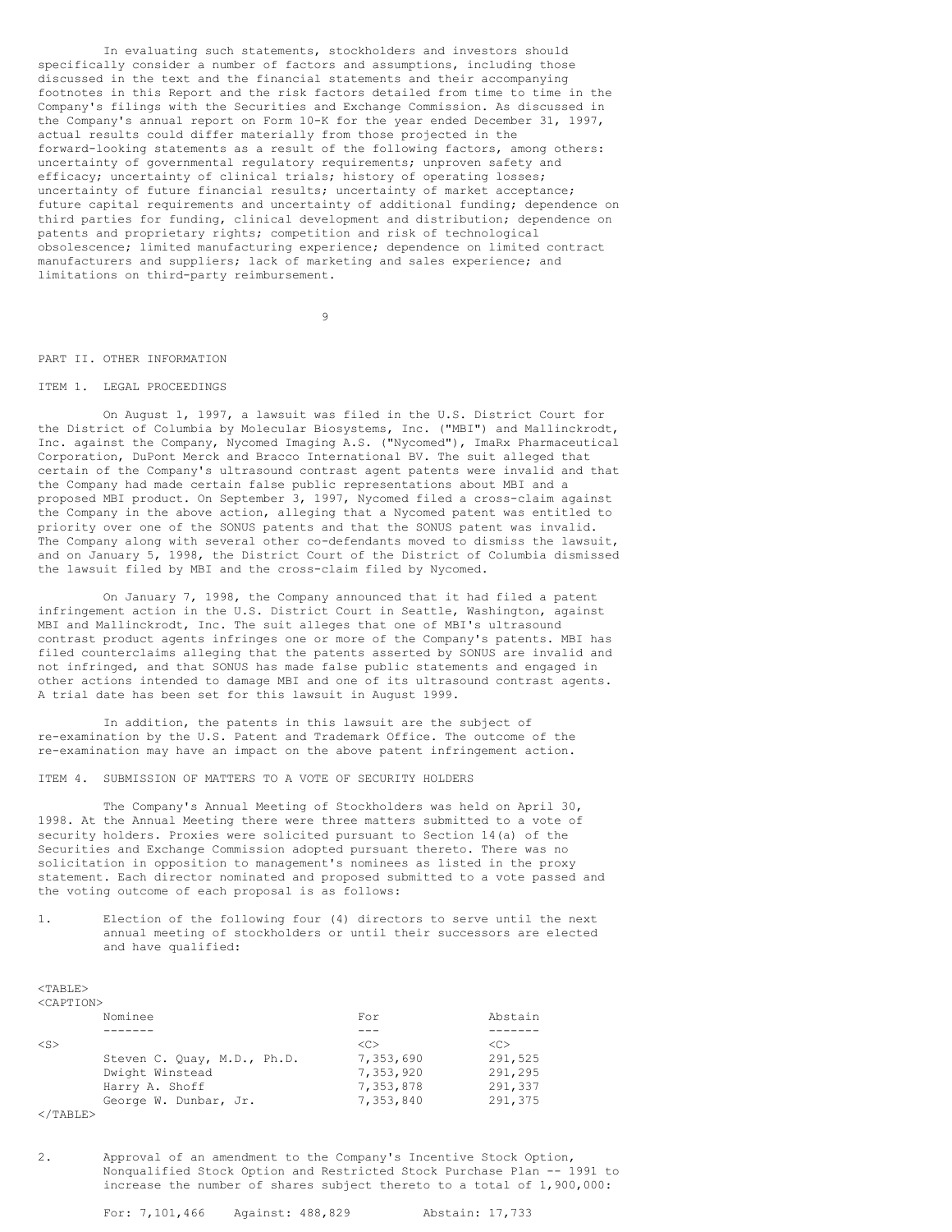In evaluating such statements, stockholders and investors should specifically consider a number of factors and assumptions, including those discussed in the text and the financial statements and their accompanying footnotes in this Report and the risk factors detailed from time to time in the Company's filings with the Securities and Exchange Commission. As discussed in the Company's annual report on Form 10-K for the year ended December 31, 1997, actual results could differ materially from those projected in the forward-looking statements as a result of the following factors, among others: uncertainty of governmental regulatory requirements; unproven safety and efficacy; uncertainty of clinical trials; history of operating losses; uncertainty of future financial results; uncertainty of market acceptance; future capital requirements and uncertainty of additional funding; dependence on third parties for funding, clinical development and distribution; dependence on patents and proprietary rights; competition and risk of technological obsolescence; limited manufacturing experience; dependence on limited contract manufacturers and suppliers; lack of marketing and sales experience; and limitations on third-party reimbursement.

## PART II. OTHER INFORMATION

### ITEM 1. LEGAL PROCEEDINGS

On August 1, 1997, a lawsuit was filed in the U.S. District Court for the District of Columbia by Molecular Biosystems, Inc. ("MBI") and Mallinckrodt, Inc. against the Company, Nycomed Imaging A.S. ("Nycomed"), ImaRx Pharmaceutical Corporation, DuPont Merck and Bracco International BV. The suit alleged that certain of the Company's ultrasound contrast agent patents were invalid and that the Company had made certain false public representations about MBI and a proposed MBI product. On September 3, 1997, Nycomed filed a cross-claim against the Company in the above action, alleging that a Nycomed patent was entitled to priority over one of the SONUS patents and that the SONUS patent was invalid. The Company along with several other co-defendants moved to dismiss the lawsuit, and on January 5, 1998, the District Court of the District of Columbia dismissed the lawsuit filed by MBI and the cross-claim filed by Nycomed.

On January 7, 1998, the Company announced that it had filed a patent infringement action in the U.S. District Court in Seattle, Washington, against MBI and Mallinckrodt, Inc. The suit alleges that one of MBI's ultrasound contrast product agents infringes one or more of the Company's patents. MBI has filed counterclaims alleging that the patents asserted by SONUS are invalid and not infringed, and that SONUS has made false public statements and engaged in other actions intended to damage MBI and one of its ultrasound contrast agents. A trial date has been set for this lawsuit in August 1999.

In addition, the patents in this lawsuit are the subject of re-examination by the U.S. Patent and Trademark Office. The outcome of the re-examination may have an impact on the above patent infringement action.

### ITEM 4. SUBMISSION OF MATTERS TO A VOTE OF SECURITY HOLDERS

The Company's Annual Meeting of Stockholders was held on April 30, 1998. At the Annual Meeting there were three matters submitted to a vote of security holders. Proxies were solicited pursuant to Section 14(a) of the Securities and Exchange Commission adopted pursuant thereto. There was no solicitation in opposition to management's nominees as listed in the proxy statement. Each director nominated and proposed submitted to a vote passed and the voting outcome of each proposal is as follows:

1. Election of the following four (4) directors to serve until the next annual meeting of stockholders or until their successors are elected and have qualified:

| Nominee | For | Abstain |
|---|---|---|
| Steven C. Quay, M.D., Ph.D. | 7,353,690 | 291,525 |
| Dwight Winstead | 7,353,920 | 291,295 |
| Harry A. Shoff | 7,353,878 | 291,337 |
| George W. Dunbar, Jr. | 7,353,840 | 291,375 |

2. Approval of an amendment to the Company's Incentive Stock Option, Nonqualified Stock Option and Restricted Stock Purchase Plan -- 1991 to increase the number of shares subject thereto to a total of 1,900,000:

   For: 7,101,466 Against: 488,829 Abstain: 17,733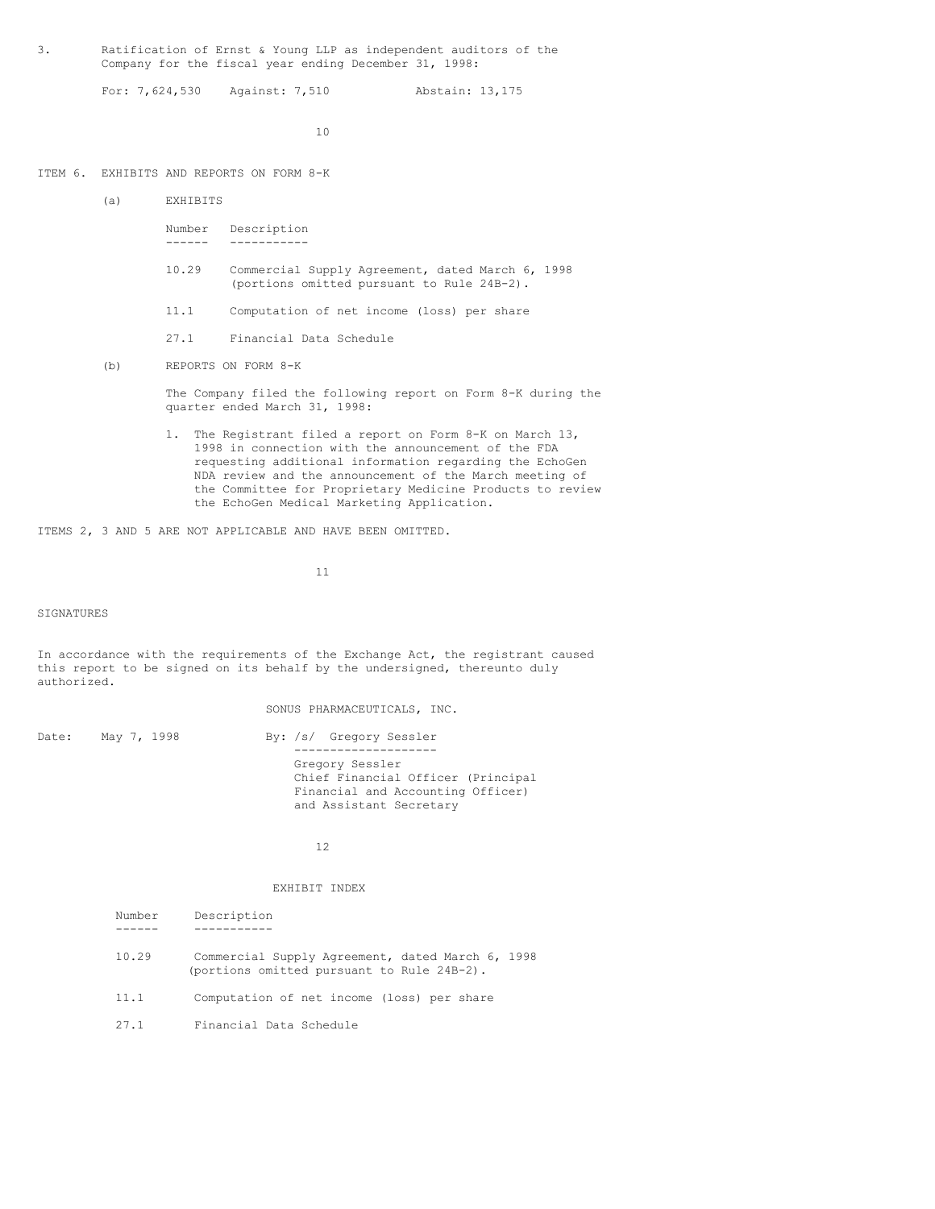3. Ratification of Ernst & Young LLP as independent auditors of the Company for the fiscal year ending December 31, 1998:

For: 7,624,530 Against: 7,510 Abstain: 13,175

## ITEM 6. EXHIBITS AND REPORTS ON FORM 8-K

(a) EXHIBITS

| Number | Description |
|---|---|
| 10.29 | Commercial Supply Agreement, dated March 6, 1998 (portions omitted pursuant to Rule 24B-2). |
| 11.1 | Computation of net income (loss) per share |
| 27.1 | Financial Data Schedule |

(b) REPORTS ON FORM 8-K

The Company filed the following report on Form 8-K during the quarter ended March 31, 1998:

1. The Registrant filed a report on Form 8-K on March 13, 1998 in connection with the announcement of the FDA requesting additional information regarding the EchoGen NDA review and the announcement of the March meeting of the Committee for Proprietary Medicine Products to review the EchoGen Medical Marketing Application.

ITEMS 2, 3 AND 5 ARE NOT APPLICABLE AND HAVE BEEN OMITTED.

## SIGNATURES

In accordance with the requirements of the Exchange Act, the registrant caused this report to be signed on its behalf by the undersigned, thereunto duly authorized.

SONUS PHARMACEUTICALS, INC.

Date: May 7, 1998

By: /s/ Gregory Sessler

Gregory Sessler
Chief Financial Officer (Principal Financial and Accounting Officer) and Assistant Secretary

## EXHIBIT INDEX

| Number | Description |
|---|---|
| 10.29 | Commercial Supply Agreement, dated March 6, 1998 (portions omitted pursuant to Rule 24B-2). |
| 11.1 | Computation of net income (loss) per share |
| 27.1 | Financial Data Schedule |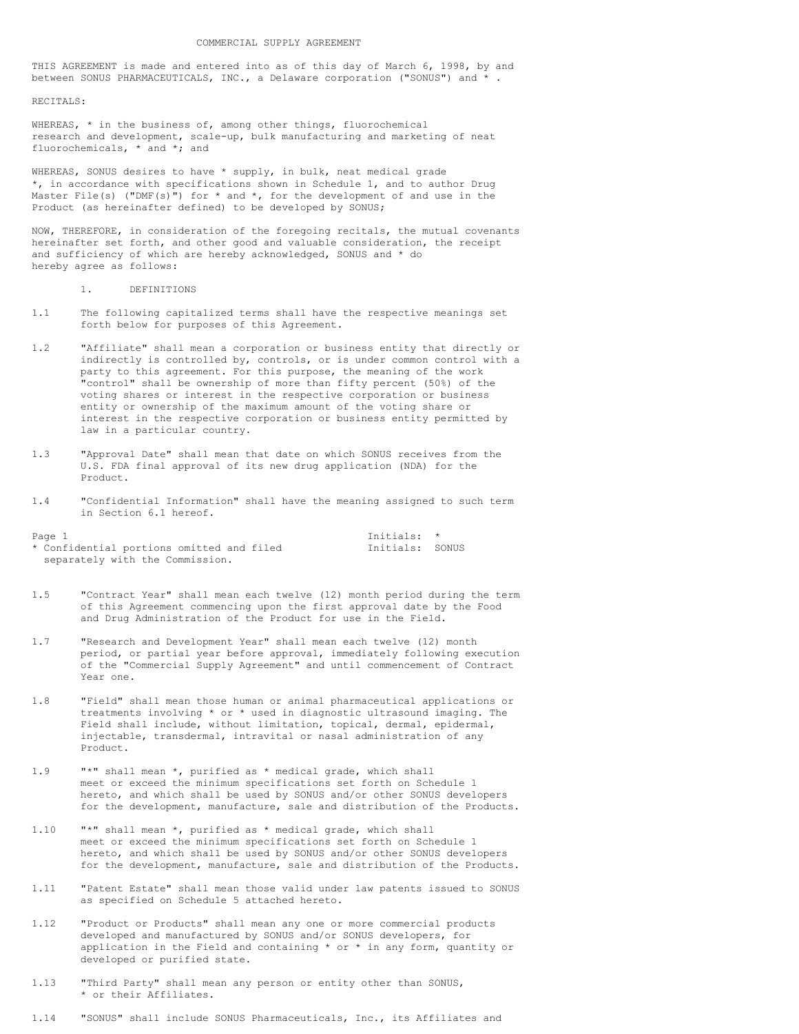# COMMERCIAL SUPPLY AGREEMENT

THIS AGREEMENT is made and entered into as of this day of March 6, 1998, by and between SONUS PHARMACEUTICALS, INC., a Delaware corporation ("SONUS") and * .

RECITALS:

WHEREAS, * in the business of, among other things, fluorochemical research and development, scale-up, bulk manufacturing and marketing of neat fluorochemicals, * and *; and

WHEREAS, SONUS desires to have * supply, in bulk, neat medical grade *, in accordance with specifications shown in Schedule 1, and to author Drug Master File(s) ("DMF(s)") for * and *, for the development of and use in the Product (as hereinafter defined) to be developed by SONUS;

NOW, THEREFORE, in consideration of the foregoing recitals, the mutual covenants hereinafter set forth, and other good and valuable consideration, the receipt and sufficiency of which are hereby acknowledged, SONUS and * do hereby agree as follows:

## 1. DEFINITIONS

1.1 The following capitalized terms shall have the respective meanings set forth below for purposes of this Agreement.

1.2 "Affiliate" shall mean a corporation or business entity that directly or indirectly is controlled by, controls, or is under common control with a party to this agreement. For this purpose, the meaning of the work "control" shall be ownership of more than fifty percent (50%) of the voting shares or interest in the respective corporation or business entity or ownership of the maximum amount of the voting share or interest in the respective corporation or business entity permitted by law in a particular country.

1.3 "Approval Date" shall mean that date on which SONUS receives from the U.S. FDA final approval of its new drug application (NDA) for the Product.

1.4 "Confidential Information" shall have the meaning assigned to such term in Section 6.1 hereof.

Initials: *
Initials: SONUS

* Confidential portions omitted and filed separately with the Commission.

1.5 "Contract Year" shall mean each twelve (12) month period during the term of this Agreement commencing upon the first approval date by the Food and Drug Administration of the Product for use in the Field.

1.7 "Research and Development Year" shall mean each twelve (12) month period, or partial year before approval, immediately following execution of the "Commercial Supply Agreement" and until commencement of Contract Year one.

1.8 "Field" shall mean those human or animal pharmaceutical applications or treatments involving * or * used in diagnostic ultrasound imaging. The Field shall include, without limitation, topical, dermal, epidermal, injectable, transdermal, intravital or nasal administration of any Product.

1.9 "*" shall mean *, purified as * medical grade, which shall meet or exceed the minimum specifications set forth on Schedule 1 hereto, and which shall be used by SONUS and/or other SONUS developers for the development, manufacture, sale and distribution of the Products.

1.10 "*" shall mean *, purified as * medical grade, which shall meet or exceed the minimum specifications set forth on Schedule 1 hereto, and which shall be used by SONUS and/or other SONUS developers for the development, manufacture, sale and distribution of the Products.

1.11 "Patent Estate" shall mean those valid under law patents issued to SONUS as specified on Schedule 5 attached hereto.

1.12 "Product or Products" shall mean any one or more commercial products developed and manufactured by SONUS and/or SONUS developers, for application in the Field and containing * or * in any form, quantity or developed or purified state.

1.13 "Third Party" shall mean any person or entity other than SONUS, * or their Affiliates.

1.14 "SONUS" shall include SONUS Pharmaceuticals, Inc., its Affiliates and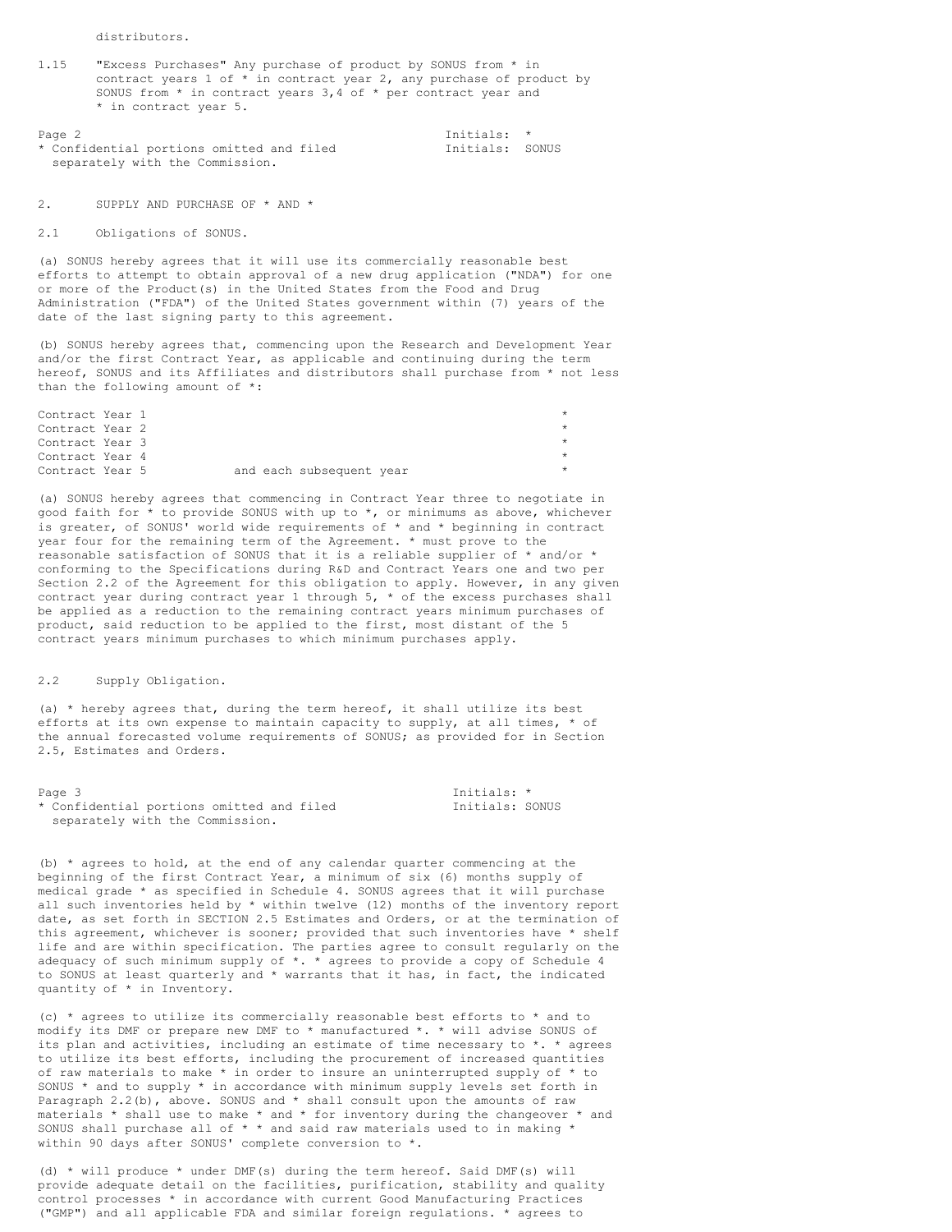distributors.

1.15 "Excess Purchases" Any purchase of product by SONUS from * in contract years 1 of * in contract year 2, any purchase of product by SONUS from * in contract years 3,4 of * per contract year and * in contract year 5.

Initials: *
Initials: SONUS

* Confidential portions omitted and filed separately with the Commission.

## 2. SUPPLY AND PURCHASE OF * AND *

### 2.1 Obligations of SONUS.

(a) SONUS hereby agrees that it will use its commercially reasonable best efforts to attempt to obtain approval of a new drug application ("NDA") for one or more of the Product(s) in the United States from the Food and Drug Administration ("FDA") of the United States government within (7) years of the date of the last signing party to this agreement.

(b) SONUS hereby agrees that, commencing upon the Research and Development Year and/or the first Contract Year, as applicable and continuing during the term hereof, SONUS and its Affiliates and distributors shall purchase from * not less than the following amount of *:

| | | |
|---|---|---|
| Contract Year 1 | | * |
| Contract Year 2 | | * |
| Contract Year 3 | | * |
| Contract Year 4 | | * |
| Contract Year 5 | and each subsequent year | * |

(a) SONUS hereby agrees that commencing in Contract Year three to negotiate in good faith for * to provide SONUS with up to *, or minimums as above, whichever is greater, of SONUS' world wide requirements of * and * beginning in contract year four for the remaining term of the Agreement. * must prove to the reasonable satisfaction of SONUS that it is a reliable supplier of * and/or * conforming to the Specifications during R&D and Contract Years one and two per Section 2.2 of the Agreement for this obligation to apply. However, in any given contract year during contract year 1 through 5, * of the excess purchases shall be applied as a reduction to the remaining contract years minimum purchases of product, said reduction to be applied to the first, most distant of the 5 contract years minimum purchases to which minimum purchases apply.

### 2.2 Supply Obligation.

(a) * hereby agrees that, during the term hereof, it shall utilize its best efforts at its own expense to maintain capacity to supply, at all times, * of the annual forecasted volume requirements of SONUS; as provided for in Section 2.5, Estimates and Orders.

Initials: *
Initials: SONUS

* Confidential portions omitted and filed separately with the Commission.

(b) * agrees to hold, at the end of any calendar quarter commencing at the beginning of the first Contract Year, a minimum of six (6) months supply of medical grade * as specified in Schedule 4. SONUS agrees that it will purchase all such inventories held by * within twelve (12) months of the inventory report date, as set forth in SECTION 2.5 Estimates and Orders, or at the termination of this agreement, whichever is sooner; provided that such inventories have * shelf life and are within specification. The parties agree to consult regularly on the adequacy of such minimum supply of *. * agrees to provide a copy of Schedule 4 to SONUS at least quarterly and * warrants that it has, in fact, the indicated quantity of * in Inventory.

(c) * agrees to utilize its commercially reasonable best efforts to * and to modify its DMF or prepare new DMF to * manufactured *. * will advise SONUS of its plan and activities, including an estimate of time necessary to *. * agrees to utilize its best efforts, including the procurement of increased quantities of raw materials to make * in order to insure an uninterrupted supply of * to SONUS * and to supply * in accordance with minimum supply levels set forth in Paragraph 2.2(b), above. SONUS and * shall consult upon the amounts of raw materials * shall use to make * and * for inventory during the changeover * and SONUS shall purchase all of * * and said raw materials used to in making * within 90 days after SONUS' complete conversion to *.

(d) * will produce * under DMF(s) during the term hereof. Said DMF(s) will provide adequate detail on the facilities, purification, stability and quality control processes * in accordance with current Good Manufacturing Practices ("GMP") and all applicable FDA and similar foreign regulations. * agrees to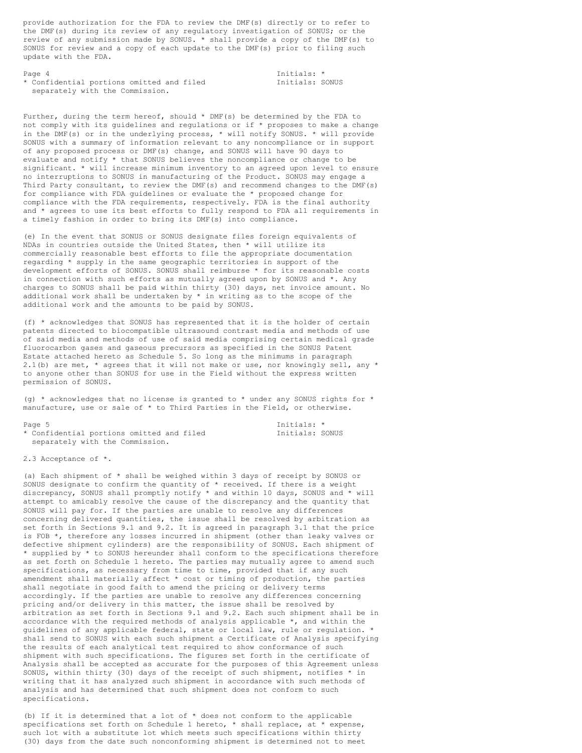provide authorization for the FDA to review the DMF(s) directly or to refer to the DMF(s) during its review of any regulatory investigation of SONUS; or the review of any submission made by SONUS. * shall provide a copy of the DMF(s) to SONUS for review and a copy of each update to the DMF(s) prior to filing such update with the FDA.

Initials: *
Initials: SONUS

\* Confidential portions omitted and filed separately with the Commission.

Further, during the term hereof, should * DMF(s) be determined by the FDA to not comply with its guidelines and regulations or if * proposes to make a change in the DMF(s) or in the underlying process, * will notify SONUS. * will provide SONUS with a summary of information relevant to any noncompliance or in support of any proposed process or DMF(s) change, and SONUS will have 90 days to evaluate and notify * that SONUS believes the noncompliance or change to be significant. * will increase minimum inventory to an agreed upon level to ensure no interruptions to SONUS in manufacturing of the Product. SONUS may engage a Third Party consultant, to review the DMF(s) and recommend changes to the DMF(s) for compliance with FDA guidelines or evaluate the * proposed change for compliance with the FDA requirements, respectively. FDA is the final authority and * agrees to use its best efforts to fully respond to FDA all requirements in a timely fashion in order to bring its DMF(s) into compliance.

(e) In the event that SONUS or SONUS designate files foreign equivalents of NDAs in countries outside the United States, then * will utilize its commercially reasonable best efforts to file the appropriate documentation regarding * supply in the same geographic territories in support of the development efforts of SONUS. SONUS shall reimburse * for its reasonable costs in connection with such efforts as mutually agreed upon by SONUS and *. Any charges to SONUS shall be paid within thirty (30) days, net invoice amount. No additional work shall be undertaken by * in writing as to the scope of the additional work and the amounts to be paid by SONUS.

(f) * acknowledges that SONUS has represented that it is the holder of certain patents directed to biocompatible ultrasound contrast media and methods of use of said media and methods of use of said media comprising certain medical grade fluorocarbon gases and gaseous precursors as specified in the SONUS Patent Estate attached hereto as Schedule 5. So long as the minimums in paragraph 2.1(b) are met, * agrees that it will not make or use, nor knowingly sell, any * to anyone other than SONUS for use in the Field without the express written permission of SONUS.

(g) * acknowledges that no license is granted to * under any SONUS rights for * manufacture, use or sale of * to Third Parties in the Field, or otherwise.

Initials: *
Initials: SONUS

\* Confidential portions omitted and filed separately with the Commission.

2.3 Acceptance of *.

(a) Each shipment of * shall be weighed within 3 days of receipt by SONUS or SONUS designate to confirm the quantity of * received. If there is a weight discrepancy, SONUS shall promptly notify * and within 10 days, SONUS and * will attempt to amicably resolve the cause of the discrepancy and the quantity that SONUS will pay for. If the parties are unable to resolve any differences concerning delivered quantities, the issue shall be resolved by arbitration as set forth in Sections 9.1 and 9.2. It is agreed in paragraph 3.1 that the price is FOB *, therefore any losses incurred in shipment (other than leaky valves or defective shipment cylinders) are the responsibility of SONUS. Each shipment of * supplied by * to SONUS hereunder shall conform to the specifications therefore as set forth on Schedule 1 hereto. The parties may mutually agree to amend such specifications, as necessary from time to time, provided that if any such amendment shall materially affect * cost or timing of production, the parties shall negotiate in good faith to amend the pricing or delivery terms accordingly. If the parties are unable to resolve any differences concerning pricing and/or delivery in this matter, the issue shall be resolved by arbitration as set forth in Sections 9.1 and 9.2. Each such shipment shall be in accordance with the required methods of analysis applicable *, and within the guidelines of any applicable federal, state or local law, rule or regulation. * shall send to SONUS with each such shipment a Certificate of Analysis specifying the results of each analytical test required to show conformance of such shipment with such specifications. The figures set forth in the certificate of Analysis shall be accepted as accurate for the purposes of this Agreement unless SONUS, within thirty (30) days of the receipt of such shipment, notifies * in writing that it has analyzed such shipment in accordance with such methods of analysis and has determined that such shipment does not conform to such specifications.

(b) If it is determined that a lot of * does not conform to the applicable specifications set forth on Schedule 1 hereto, * shall replace, at * expense, such lot with a substitute lot which meets such specifications within thirty (30) days from the date such nonconforming shipment is determined not to meet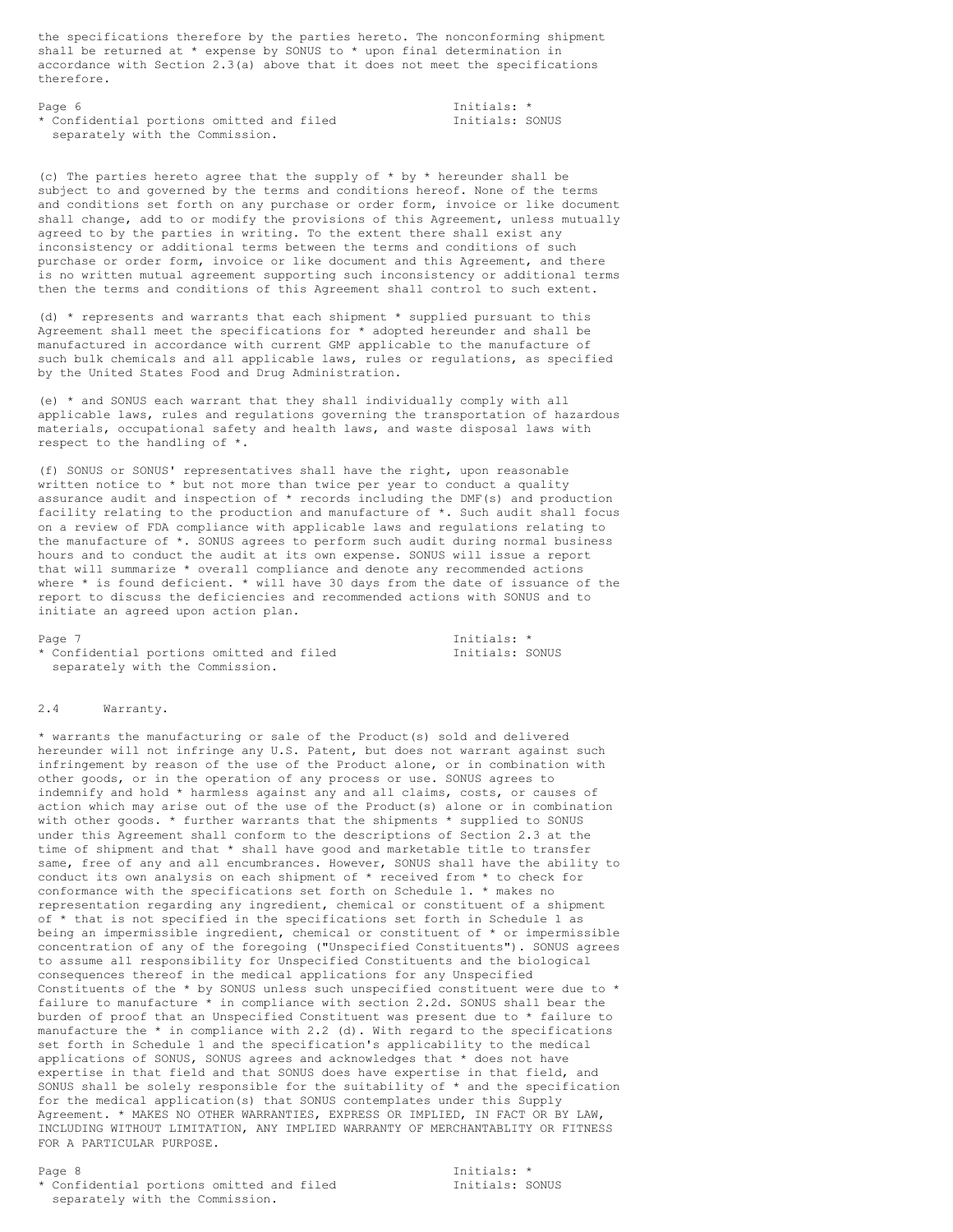the specifications therefore by the parties hereto. The nonconforming shipment shall be returned at * expense by SONUS to * upon final determination in accordance with Section 2.3(a) above that it does not meet the specifications therefore.

(c) The parties hereto agree that the supply of * by * hereunder shall be subject to and governed by the terms and conditions hereof. None of the terms and conditions set forth on any purchase or order form, invoice or like document shall change, add to or modify the provisions of this Agreement, unless mutually agreed to by the parties in writing. To the extent there shall exist any inconsistency or additional terms between the terms and conditions of such purchase or order form, invoice or like document and this Agreement, and there is no written mutual agreement supporting such inconsistency or additional terms then the terms and conditions of this Agreement shall control to such extent.

(d) * represents and warrants that each shipment * supplied pursuant to this Agreement shall meet the specifications for * adopted hereunder and shall be manufactured in accordance with current GMP applicable to the manufacture of such bulk chemicals and all applicable laws, rules or regulations, as specified by the United States Food and Drug Administration.

(e) * and SONUS each warrant that they shall individually comply with all applicable laws, rules and regulations governing the transportation of hazardous materials, occupational safety and health laws, and waste disposal laws with respect to the handling of *.

(f) SONUS or SONUS' representatives shall have the right, upon reasonable written notice to * but not more than twice per year to conduct a quality assurance audit and inspection of * records including the DMF(s) and production facility relating to the production and manufacture of *. Such audit shall focus on a review of FDA compliance with applicable laws and regulations relating to the manufacture of *. SONUS agrees to perform such audit during normal business hours and to conduct the audit at its own expense. SONUS will issue a report that will summarize * overall compliance and denote any recommended actions where * is found deficient. * will have 30 days from the date of issuance of the report to discuss the deficiencies and recommended actions with SONUS and to initiate an agreed upon action plan.

2.4 Warranty.

* warrants the manufacturing or sale of the Product(s) sold and delivered hereunder will not infringe any U.S. Patent, but does not warrant against such infringement by reason of the use of the Product alone, or in combination with other goods, or in the operation of any process or use. SONUS agrees to indemnify and hold * harmless against any and all claims, costs, or causes of action which may arise out of the use of the Product(s) alone or in combination with other goods. * further warrants that the shipments * supplied to SONUS under this Agreement shall conform to the descriptions of Section 2.3 at the time of shipment and that * shall have good and marketable title to transfer same, free of any and all encumbrances. However, SONUS shall have the ability to conduct its own analysis on each shipment of * received from * to check for conformance with the specifications set forth on Schedule 1. * makes no representation regarding any ingredient, chemical or constituent of a shipment of * that is not specified in the specifications set forth in Schedule 1 as being an impermissible ingredient, chemical or constituent of * or impermissible concentration of any of the foregoing ("Unspecified Constituents"). SONUS agrees to assume all responsibility for Unspecified Constituents and the biological consequences thereof in the medical applications for any Unspecified Constituents of the * by SONUS unless such unspecified constituent were due to * failure to manufacture * in compliance with section 2.2d. SONUS shall bear the burden of proof that an Unspecified Constituent was present due to * failure to manufacture the * in compliance with 2.2 (d). With regard to the specifications set forth in Schedule 1 and the specification's applicability to the medical applications of SONUS, SONUS agrees and acknowledges that * does not have expertise in that field and that SONUS does have expertise in that field, and SONUS shall be solely responsible for the suitability of * and the specification for the medical application(s) that SONUS contemplates under this Supply Agreement. * MAKES NO OTHER WARRANTIES, EXPRESS OR IMPLIED, IN FACT OR BY LAW, INCLUDING WITHOUT LIMITATION, ANY IMPLIED WARRANTY OF MERCHANTABLITY OR FITNESS FOR A PARTICULAR PURPOSE.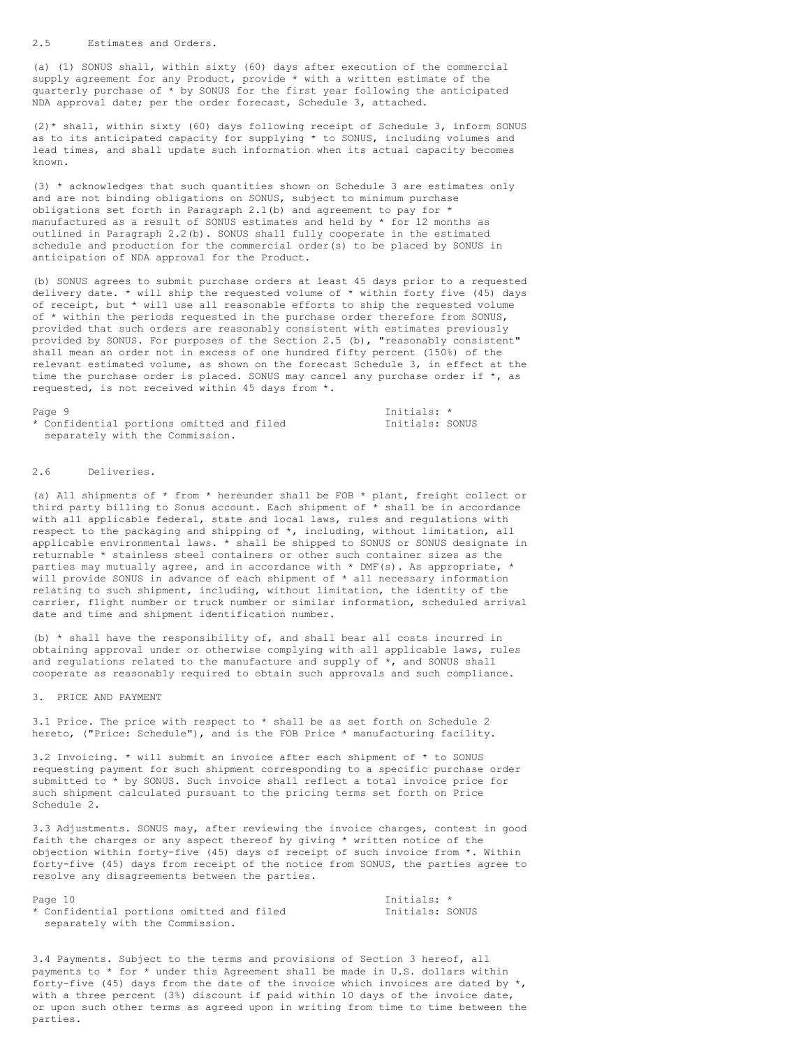2.5 Estimates and Orders.

(a) (1) SONUS shall, within sixty (60) days after execution of the commercial supply agreement for any Product, provide * with a written estimate of the quarterly purchase of * by SONUS for the first year following the anticipated NDA approval date; per the order forecast, Schedule 3, attached.

(2)* shall, within sixty (60) days following receipt of Schedule 3, inform SONUS as to its anticipated capacity for supplying * to SONUS, including volumes and lead times, and shall update such information when its actual capacity becomes known.

(3) * acknowledges that such quantities shown on Schedule 3 are estimates only and are not binding obligations on SONUS, subject to minimum purchase obligations set forth in Paragraph 2.1(b) and agreement to pay for * manufactured as a result of SONUS estimates and held by * for 12 months as outlined in Paragraph 2.2(b). SONUS shall fully cooperate in the estimated schedule and production for the commercial order(s) to be placed by SONUS in anticipation of NDA approval for the Product.

(b) SONUS agrees to submit purchase orders at least 45 days prior to a requested delivery date. * will ship the requested volume of * within forty five (45) days of receipt, but * will use all reasonable efforts to ship the requested volume of * within the periods requested in the purchase order therefore from SONUS, provided that such orders are reasonably consistent with estimates previously provided by SONUS. For purposes of the Section 2.5 (b), "reasonably consistent" shall mean an order not in excess of one hundred fifty percent (150%) of the relevant estimated volume, as shown on the forecast Schedule 3, in effect at the time the purchase order is placed. SONUS may cancel any purchase order if *, as requested, is not received within 45 days from *.

Initials: *
Initials: SONUS

* Confidential portions omitted and filed separately with the Commission.

2.6 Deliveries.

(a) All shipments of * from * hereunder shall be FOB * plant, freight collect or third party billing to Sonus account. Each shipment of * shall be in accordance with all applicable federal, state and local laws, rules and regulations with respect to the packaging and shipping of *, including, without limitation, all applicable environmental laws. * shall be shipped to SONUS or SONUS designate in returnable * stainless steel containers or other such container sizes as the parties may mutually agree, and in accordance with * DMF(s). As appropriate, * will provide SONUS in advance of each shipment of * all necessary information relating to such shipment, including, without limitation, the identity of the carrier, flight number or truck number or similar information, scheduled arrival date and time and shipment identification number.

(b) * shall have the responsibility of, and shall bear all costs incurred in obtaining approval under or otherwise complying with all applicable laws, rules and regulations related to the manufacture and supply of *, and SONUS shall cooperate as reasonably required to obtain such approvals and such compliance.

3. PRICE AND PAYMENT

3.1 Price. The price with respect to * shall be as set forth on Schedule 2 hereto, ("Price: Schedule"), and is the FOB Price * manufacturing facility.

3.2 Invoicing. * will submit an invoice after each shipment of * to SONUS requesting payment for such shipment corresponding to a specific purchase order submitted to * by SONUS. Such invoice shall reflect a total invoice price for such shipment calculated pursuant to the pricing terms set forth on Price Schedule 2.

3.3 Adjustments. SONUS may, after reviewing the invoice charges, contest in good faith the charges or any aspect thereof by giving * written notice of the objection within forty-five (45) days of receipt of such invoice from *. Within forty-five (45) days from receipt of the notice from SONUS, the parties agree to resolve any disagreements between the parties.

Initials: *
Initials: SONUS

* Confidential portions omitted and filed separately with the Commission.

3.4 Payments. Subject to the terms and provisions of Section 3 hereof, all payments to * for * under this Agreement shall be made in U.S. dollars within forty-five (45) days from the date of the invoice which invoices are dated by *, with a three percent (3%) discount if paid within 10 days of the invoice date, or upon such other terms as agreed upon in writing from time to time between the parties.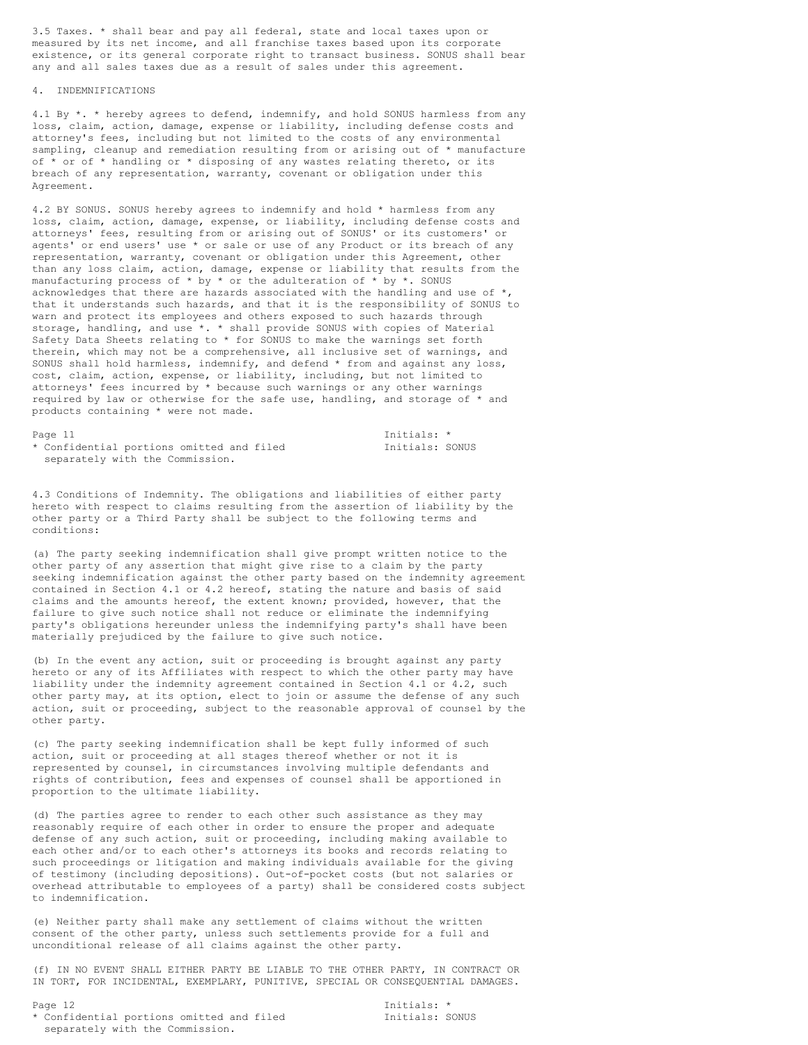3.5 Taxes. * shall bear and pay all federal, state and local taxes upon or measured by its net income, and all franchise taxes based upon its corporate existence, or its general corporate right to transact business. SONUS shall bear any and all sales taxes due as a result of sales under this agreement.

4. INDEMNIFICATIONS

4.1 By *. * hereby agrees to defend, indemnify, and hold SONUS harmless from any loss, claim, action, damage, expense or liability, including defense costs and attorney's fees, including but not limited to the costs of any environmental sampling, cleanup and remediation resulting from or arising out of * manufacture of * or of * handling or * disposing of any wastes relating thereto, or its breach of any representation, warranty, covenant or obligation under this Agreement.

4.2 BY SONUS. SONUS hereby agrees to indemnify and hold * harmless from any loss, claim, action, damage, expense, or liability, including defense costs and attorneys' fees, resulting from or arising out of SONUS' or its customers' or agents' or end users' use * or sale or use of any Product or its breach of any representation, warranty, covenant or obligation under this Agreement, other than any loss claim, action, damage, expense or liability that results from the manufacturing process of * by * or the adulteration of * by *. SONUS acknowledges that there are hazards associated with the handling and use of *, that it understands such hazards, and that it is the responsibility of SONUS to warn and protect its employees and others exposed to such hazards through storage, handling, and use *. * shall provide SONUS with copies of Material Safety Data Sheets relating to * for SONUS to make the warnings set forth therein, which may not be a comprehensive, all inclusive set of warnings, and SONUS shall hold harmless, indemnify, and defend * from and against any loss, cost, claim, action, expense, or liability, including, but not limited to attorneys' fees incurred by * because such warnings or any other warnings required by law or otherwise for the safe use, handling, and storage of * and products containing * were not made.

Initials: *
Initials: SONUS

* Confidential portions omitted and filed separately with the Commission.

4.3 Conditions of Indemnity. The obligations and liabilities of either party hereto with respect to claims resulting from the assertion of liability by the other party or a Third Party shall be subject to the following terms and conditions:

(a) The party seeking indemnification shall give prompt written notice to the other party of any assertion that might give rise to a claim by the party seeking indemnification against the other party based on the indemnity agreement contained in Section 4.1 or 4.2 hereof, stating the nature and basis of said claims and the amounts hereof, the extent known; provided, however, that the failure to give such notice shall not reduce or eliminate the indemnifying party's obligations hereunder unless the indemnifying party's shall have been materially prejudiced by the failure to give such notice.

(b) In the event any action, suit or proceeding is brought against any party hereto or any of its Affiliates with respect to which the other party may have liability under the indemnity agreement contained in Section 4.1 or 4.2, such other party may, at its option, elect to join or assume the defense of any such action, suit or proceeding, subject to the reasonable approval of counsel by the other party.

(c) The party seeking indemnification shall be kept fully informed of such action, suit or proceeding at all stages thereof whether or not it is represented by counsel, in circumstances involving multiple defendants and rights of contribution, fees and expenses of counsel shall be apportioned in proportion to the ultimate liability.

(d) The parties agree to render to each other such assistance as they may reasonably require of each other in order to ensure the proper and adequate defense of any such action, suit or proceeding, including making available to each other and/or to each other's attorneys its books and records relating to such proceedings or litigation and making individuals available for the giving of testimony (including depositions). Out-of-pocket costs (but not salaries or overhead attributable to employees of a party) shall be considered costs subject to indemnification.

(e) Neither party shall make any settlement of claims without the written consent of the other party, unless such settlements provide for a full and unconditional release of all claims against the other party.

(f) IN NO EVENT SHALL EITHER PARTY BE LIABLE TO THE OTHER PARTY, IN CONTRACT OR IN TORT, FOR INCIDENTAL, EXEMPLARY, PUNITIVE, SPECIAL OR CONSEQUENTIAL DAMAGES.

Initials: *
Initials: SONUS

* Confidential portions omitted and filed separately with the Commission.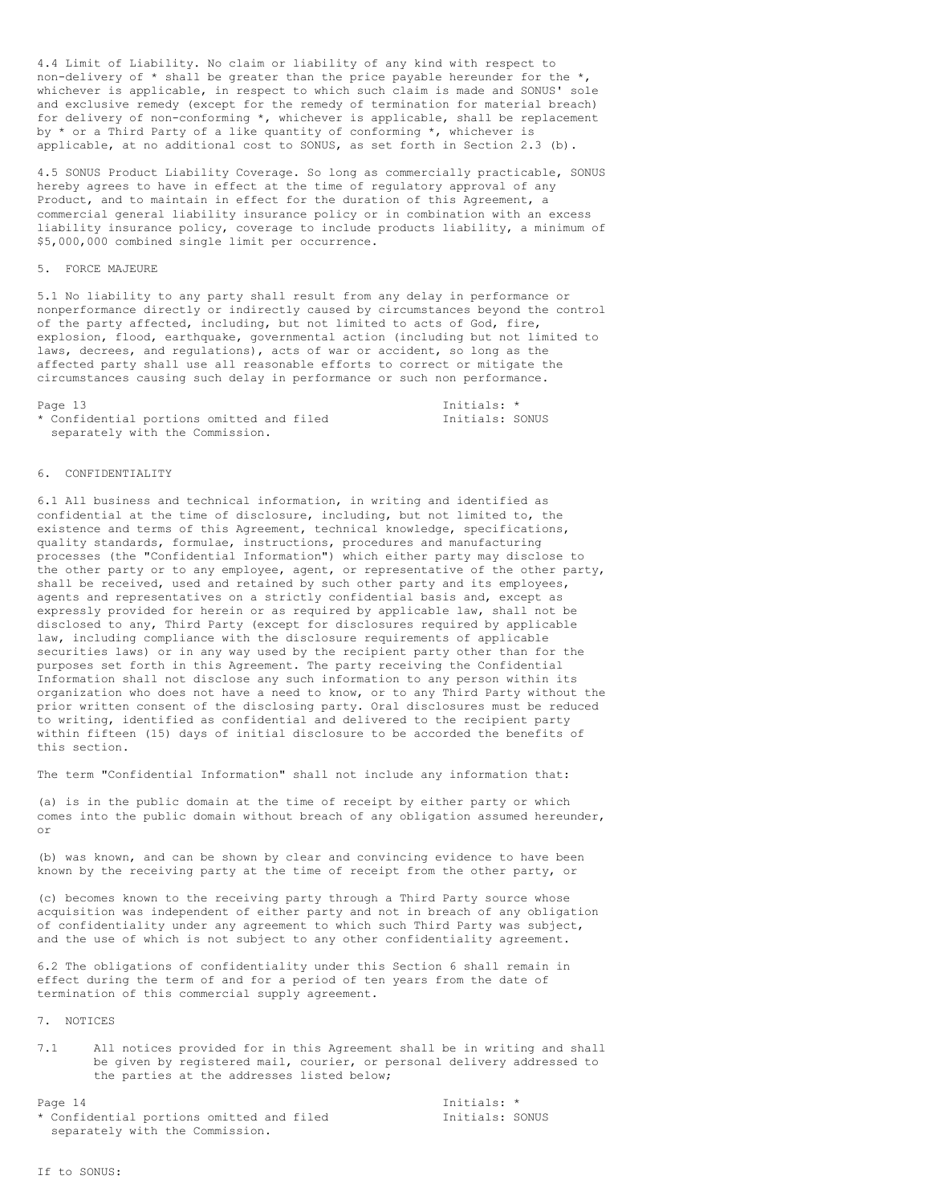4.4 Limit of Liability. No claim or liability of any kind with respect to non-delivery of * shall be greater than the price payable hereunder for the *, whichever is applicable, in respect to which such claim is made and SONUS' sole and exclusive remedy (except for the remedy of termination for material breach) for delivery of non-conforming *, whichever is applicable, shall be replacement by * or a Third Party of a like quantity of conforming *, whichever is applicable, at no additional cost to SONUS, as set forth in Section 2.3 (b).

4.5 SONUS Product Liability Coverage. So long as commercially practicable, SONUS hereby agrees to have in effect at the time of regulatory approval of any Product, and to maintain in effect for the duration of this Agreement, a commercial general liability insurance policy or in combination with an excess liability insurance policy, coverage to include products liability, a minimum of $5,000,000 combined single limit per occurrence.

## 5. FORCE MAJEURE

5.1 No liability to any party shall result from any delay in performance or nonperformance directly or indirectly caused by circumstances beyond the control of the party affected, including, but not limited to acts of God, fire, explosion, flood, earthquake, governmental action (including but not limited to laws, decrees, and regulations), acts of war or accident, so long as the affected party shall use all reasonable efforts to correct or mitigate the circumstances causing such delay in performance or such non performance.

Initials: *
Initials: SONUS

* Confidential portions omitted and filed separately with the Commission.

## 6. CONFIDENTIALITY

6.1 All business and technical information, in writing and identified as confidential at the time of disclosure, including, but not limited to, the existence and terms of this Agreement, technical knowledge, specifications, quality standards, formulae, instructions, procedures and manufacturing processes (the "Confidential Information") which either party may disclose to the other party or to any employee, agent, or representative of the other party, shall be received, used and retained by such other party and its employees, agents and representatives on a strictly confidential basis and, except as expressly provided for herein or as required by applicable law, shall not be disclosed to any, Third Party (except for disclosures required by applicable law, including compliance with the disclosure requirements of applicable securities laws) or in any way used by the recipient party other than for the purposes set forth in this Agreement. The party receiving the Confidential Information shall not disclose any such information to any person within its organization who does not have a need to know, or to any Third Party without the prior written consent of the disclosing party. Oral disclosures must be reduced to writing, identified as confidential and delivered to the recipient party within fifteen (15) days of initial disclosure to be accorded the benefits of this section.

The term "Confidential Information" shall not include any information that:

(a) is in the public domain at the time of receipt by either party or which comes into the public domain without breach of any obligation assumed hereunder, or

(b) was known, and can be shown by clear and convincing evidence to have been known by the receiving party at the time of receipt from the other party, or

(c) becomes known to the receiving party through a Third Party source whose acquisition was independent of either party and not in breach of any obligation of confidentiality under any agreement to which such Third Party was subject, and the use of which is not subject to any other confidentiality agreement.

6.2 The obligations of confidentiality under this Section 6 shall remain in effect during the term of and for a period of ten years from the date of termination of this commercial supply agreement.

## 7. NOTICES

7.1 All notices provided for in this Agreement shall be in writing and shall be given by registered mail, courier, or personal delivery addressed to the parties at the addresses listed below;

Initials: *
Initials: SONUS

* Confidential portions omitted and filed separately with the Commission.

If to SONUS: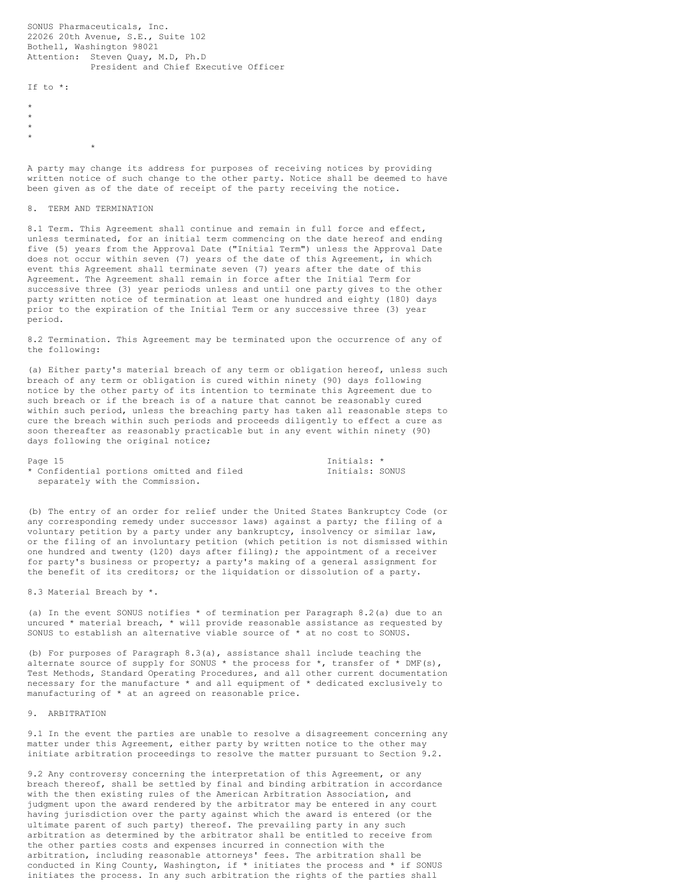SONUS Pharmaceuticals, Inc.
22026 20th Avenue, S.E., Suite 102
Bothell, Washington 98021
Attention: Steven Quay, M.D, Ph.D
President and Chief Executive Officer

If to *:

*
*
*
*
*

A party may change its address for purposes of receiving notices by providing written notice of such change to the other party. Notice shall be deemed to have been given as of the date of receipt of the party receiving the notice.

8. TERM AND TERMINATION

8.1 Term. This Agreement shall continue and remain in full force and effect, unless terminated, for an initial term commencing on the date hereof and ending five (5) years from the Approval Date ("Initial Term") unless the Approval Date does not occur within seven (7) years of the date of this Agreement, in which event this Agreement shall terminate seven (7) years after the date of this Agreement. The Agreement shall remain in force after the Initial Term for successive three (3) year periods unless and until one party gives to the other party written notice of termination at least one hundred and eighty (180) days prior to the expiration of the Initial Term or any successive three (3) year period.

8.2 Termination. This Agreement may be terminated upon the occurrence of any of the following:

(a) Either party's material breach of any term or obligation hereof, unless such breach of any term or obligation is cured within ninety (90) days following notice by the other party of its intention to terminate this Agreement due to such breach or if the breach is of a nature that cannot be reasonably cured within such period, unless the breaching party has taken all reasonable steps to cure the breach within such periods and proceeds diligently to effect a cure as soon thereafter as reasonably practicable but in any event within ninety (90) days following the original notice;

Initials: *
Initials: SONUS

* Confidential portions omitted and filed separately with the Commission.

(b) The entry of an order for relief under the United States Bankruptcy Code (or any corresponding remedy under successor laws) against a party; the filing of a voluntary petition by a party under any bankruptcy, insolvency or similar law, or the filing of an involuntary petition (which petition is not dismissed within one hundred and twenty (120) days after filing); the appointment of a receiver for party's business or property; a party's making of a general assignment for the benefit of its creditors; or the liquidation or dissolution of a party.

8.3 Material Breach by *.

(a) In the event SONUS notifies * of termination per Paragraph 8.2(a) due to an uncured * material breach, * will provide reasonable assistance as requested by SONUS to establish an alternative viable source of * at no cost to SONUS.

(b) For purposes of Paragraph 8.3(a), assistance shall include teaching the alternate source of supply for SONUS * the process for *, transfer of * DMF(s), Test Methods, Standard Operating Procedures, and all other current documentation necessary for the manufacture * and all equipment of * dedicated exclusively to manufacturing of * at an agreed on reasonable price.

9. ARBITRATION

9.1 In the event the parties are unable to resolve a disagreement concerning any matter under this Agreement, either party by written notice to the other may initiate arbitration proceedings to resolve the matter pursuant to Section 9.2.

9.2 Any controversy concerning the interpretation of this Agreement, or any breach thereof, shall be settled by final and binding arbitration in accordance with the then existing rules of the American Arbitration Association, and judgment upon the award rendered by the arbitrator may be entered in any court having jurisdiction over the party against which the award is entered (or the ultimate parent of such party) thereof. The prevailing party in any such arbitration as determined by the arbitrator shall be entitled to receive from the other parties costs and expenses incurred in connection with the arbitration, including reasonable attorneys' fees. The arbitration shall be conducted in King County, Washington, if * initiates the process and * if SONUS initiates the process. In any such arbitration the rights of the parties shall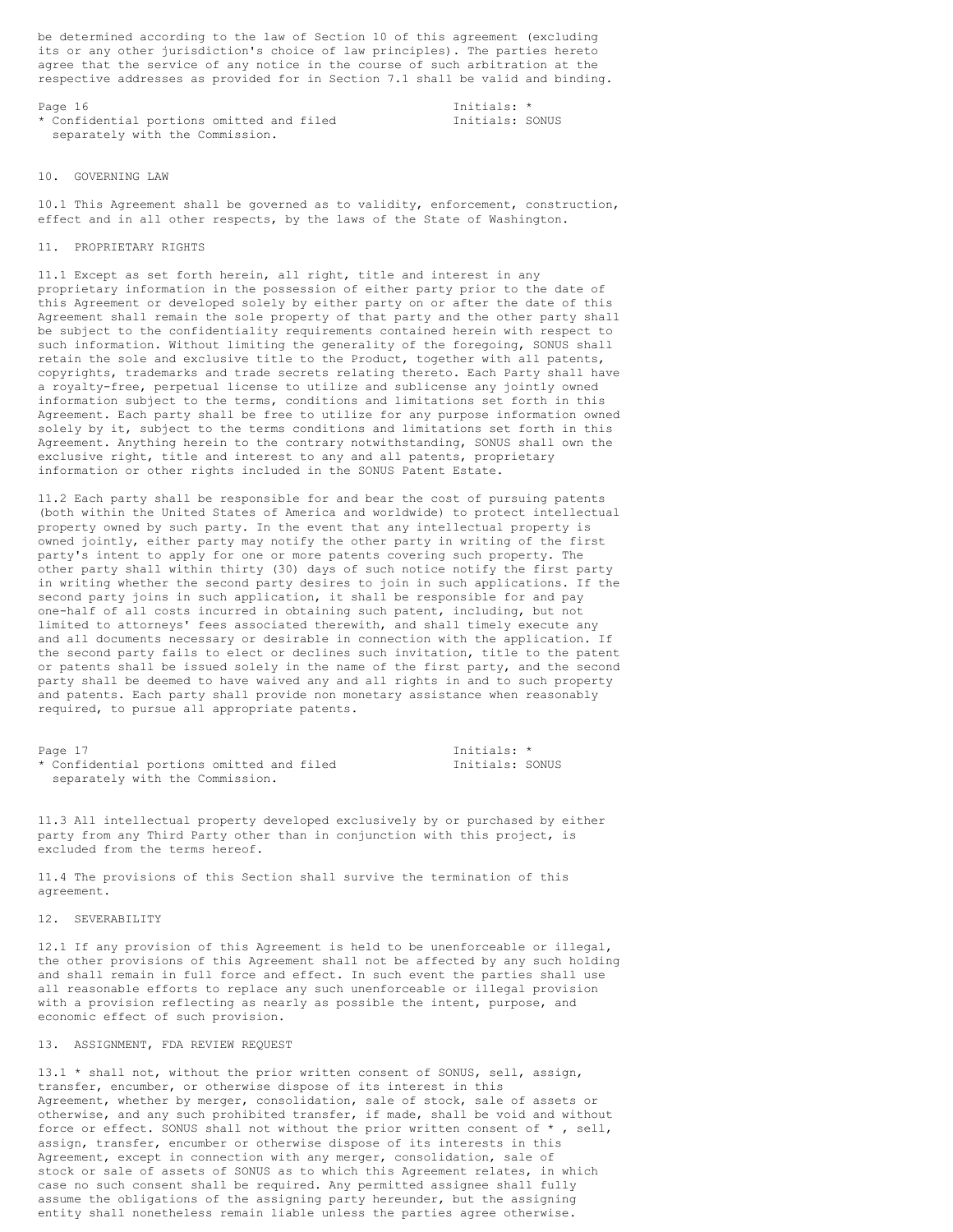be determined according to the law of Section 10 of this agreement (excluding its or any other jurisdiction's choice of law principles). The parties hereto agree that the service of any notice in the course of such arbitration at the respective addresses as provided for in Section 7.1 shall be valid and binding.

## 10. GOVERNING LAW

10.1 This Agreement shall be governed as to validity, enforcement, construction, effect and in all other respects, by the laws of the State of Washington.

## 11. PROPRIETARY RIGHTS

11.1 Except as set forth herein, all right, title and interest in any proprietary information in the possession of either party prior to the date of this Agreement or developed solely by either party on or after the date of this Agreement shall remain the sole property of that party and the other party shall be subject to the confidentiality requirements contained herein with respect to such information. Without limiting the generality of the foregoing, SONUS shall retain the sole and exclusive title to the Product, together with all patents, copyrights, trademarks and trade secrets relating thereto. Each Party shall have a royalty-free, perpetual license to utilize and sublicense any jointly owned information subject to the terms, conditions and limitations set forth in this Agreement. Each party shall be free to utilize for any purpose information owned solely by it, subject to the terms conditions and limitations set forth in this Agreement. Anything herein to the contrary notwithstanding, SONUS shall own the exclusive right, title and interest to any and all patents, proprietary information or other rights included in the SONUS Patent Estate.

11.2 Each party shall be responsible for and bear the cost of pursuing patents (both within the United States of America and worldwide) to protect intellectual property owned by such party. In the event that any intellectual property is owned jointly, either party may notify the other party in writing of the first party's intent to apply for one or more patents covering such property. The other party shall within thirty (30) days of such notice notify the first party in writing whether the second party desires to join in such applications. If the second party joins in such application, it shall be responsible for and pay one-half of all costs incurred in obtaining such patent, including, but not limited to attorneys' fees associated therewith, and shall timely execute any and all documents necessary or desirable in connection with the application. If the second party fails to elect or declines such invitation, title to the patent or patents shall be issued solely in the name of the first party, and the second party shall be deemed to have waived any and all rights in and to such property and patents. Each party shall provide non monetary assistance when reasonably required, to pursue all appropriate patents.

11.3 All intellectual property developed exclusively by or purchased by either party from any Third Party other than in conjunction with this project, is excluded from the terms hereof.

11.4 The provisions of this Section shall survive the termination of this agreement.

## 12. SEVERABILITY

12.1 If any provision of this Agreement is held to be unenforceable or illegal, the other provisions of this Agreement shall not be affected by any such holding and shall remain in full force and effect. In such event the parties shall use all reasonable efforts to replace any such unenforceable or illegal provision with a provision reflecting as nearly as possible the intent, purpose, and economic effect of such provision.

## 13. ASSIGNMENT, FDA REVIEW REQUEST

13.1 * shall not, without the prior written consent of SONUS, sell, assign, transfer, encumber, or otherwise dispose of its interest in this Agreement, whether by merger, consolidation, sale of stock, sale of assets or otherwise, and any such prohibited transfer, if made, shall be void and without force or effect. SONUS shall not without the prior written consent of * , sell, assign, transfer, encumber or otherwise dispose of its interests in this Agreement, except in connection with any merger, consolidation, sale of stock or sale of assets of SONUS as to which this Agreement relates, in which case no such consent shall be required. Any permitted assignee shall fully assume the obligations of the assigning party hereunder, but the assigning entity shall nonetheless remain liable unless the parties agree otherwise.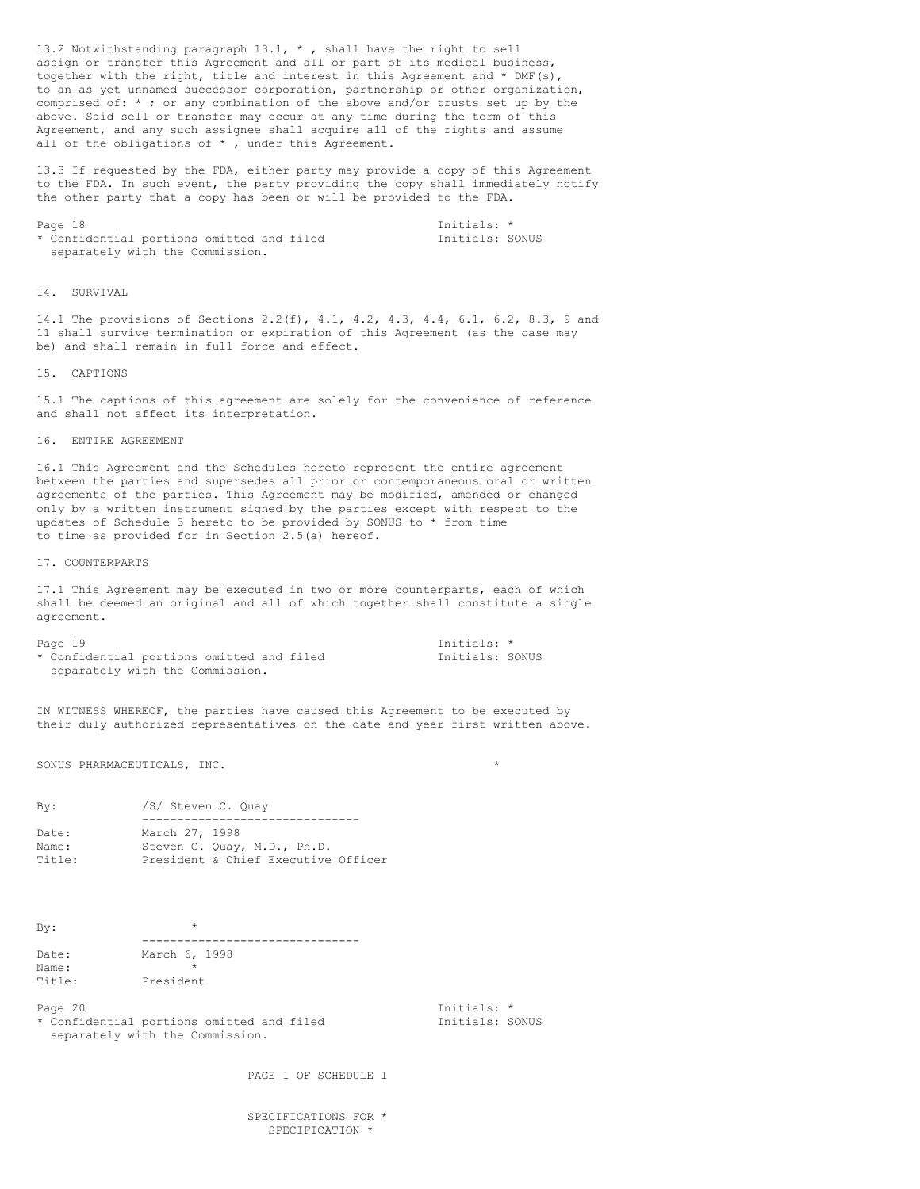13.2 Notwithstanding paragraph 13.1, * , shall have the right to sell assign or transfer this Agreement and all or part of its medical business, together with the right, title and interest in this Agreement and * DMF(s), to an as yet unnamed successor corporation, partnership or other organization, comprised of: * ; or any combination of the above and/or trusts set up by the above. Said sell or transfer may occur at any time during the term of this Agreement, and any such assignee shall acquire all of the rights and assume all of the obligations of * , under this Agreement.

13.3 If requested by the FDA, either party may provide a copy of this Agreement to the FDA. In such event, the party providing the copy shall immediately notify the other party that a copy has been or will be provided to the FDA.

Initials: *
Initials: SONUS

* Confidential portions omitted and filed separately with the Commission.

## 14. SURVIVAL

14.1 The provisions of Sections 2.2(f), 4.1, 4.2, 4.3, 4.4, 6.1, 6.2, 8.3, 9 and 11 shall survive termination or expiration of this Agreement (as the case may be) and shall remain in full force and effect.

## 15. CAPTIONS

15.1 The captions of this agreement are solely for the convenience of reference and shall not affect its interpretation.

## 16. ENTIRE AGREEMENT

16.1 This Agreement and the Schedules hereto represent the entire agreement between the parties and supersedes all prior or contemporaneous oral or written agreements of the parties. This Agreement may be modified, amended or changed only by a written instrument signed by the parties except with respect to the updates of Schedule 3 hereto to be provided by SONUS to * from time to time as provided for in Section 2.5(a) hereof.

## 17. COUNTERPARTS

17.1 This Agreement may be executed in two or more counterparts, each of which shall be deemed an original and all of which together shall constitute a single agreement.

Initials: *
Initials: SONUS

* Confidential portions omitted and filed separately with the Commission.

IN WITNESS WHEREOF, the parties have caused this Agreement to be executed by their duly authorized representatives on the date and year first written above.

SONUS PHARMACEUTICALS, INC. *

By: /S/ Steven C. Quay
Date: March 27, 1998
Name: Steven C. Quay, M.D., Ph.D.
Title: President & Chief Executive Officer

By: *
Date: March 6, 1998
Name: *
Title: President

Initials: *
Initials: SONUS

* Confidential portions omitted and filed separately with the Commission.

PAGE 1 OF SCHEDULE 1

SPECIFICATIONS FOR *
SPECIFICATION *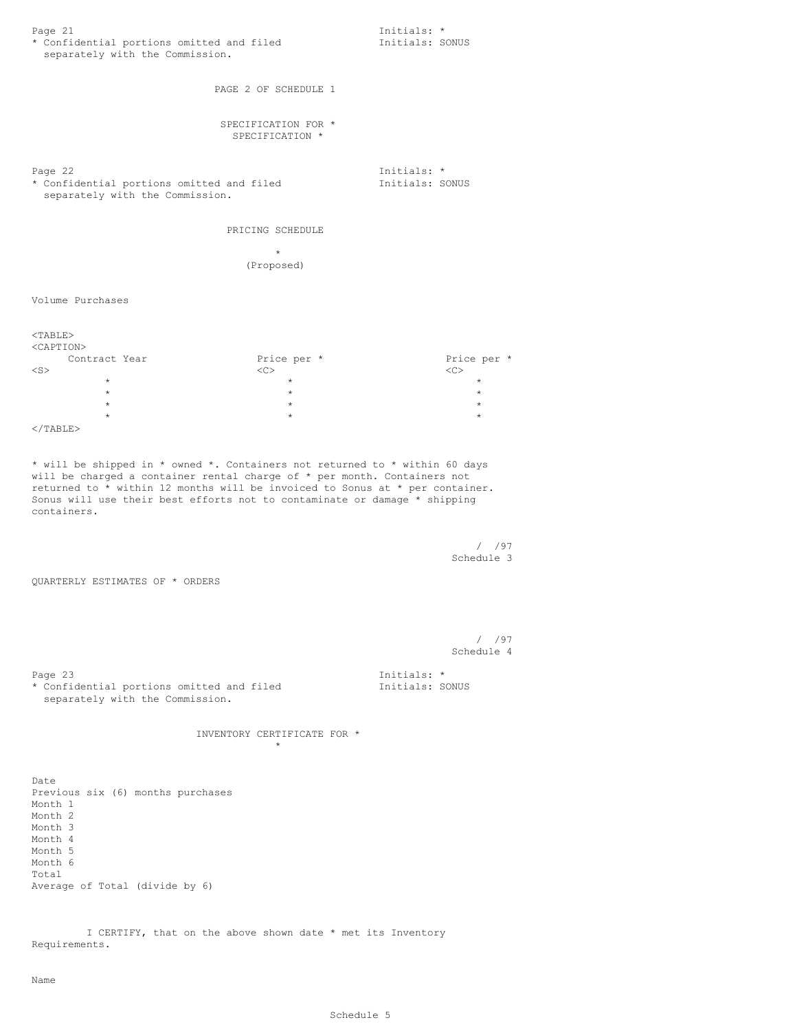* Confidential portions omitted and filed separately with the Commission.

Initials: *
Initials: SONUS

PAGE 2 OF SCHEDULE 1

SPECIFICATION FOR *
SPECIFICATION *

* Confidential portions omitted and filed separately with the Commission.

Initials: *
Initials: SONUS

PRICING SCHEDULE

*
(Proposed)

Volume Purchases

| Contract Year | Price per * | Price per * |
|---|---|---|
| * | * | * |
| * | * | * |
| * | * | * |
| * | * | * |

* will be shipped in * owned *. Containers not returned to * within 60 days will be charged a container rental charge of * per month. Containers not returned to * within 12 months will be invoiced to Sonus at * per container. Sonus will use their best efforts not to contaminate or damage * shipping containers.

/ /97
Schedule 3

QUARTERLY ESTIMATES OF * ORDERS

/ /97
Schedule 4

* Confidential portions omitted and filed separately with the Commission.

Initials: *
Initials: SONUS

INVENTORY CERTIFICATE FOR *
*

Date
Previous six (6) months purchases
Month 1
Month 2
Month 3
Month 4
Month 5
Month 6
Total
Average of Total (divide by 6)

I CERTIFY, that on the above shown date * met its Inventory Requirements.

Name

Schedule 5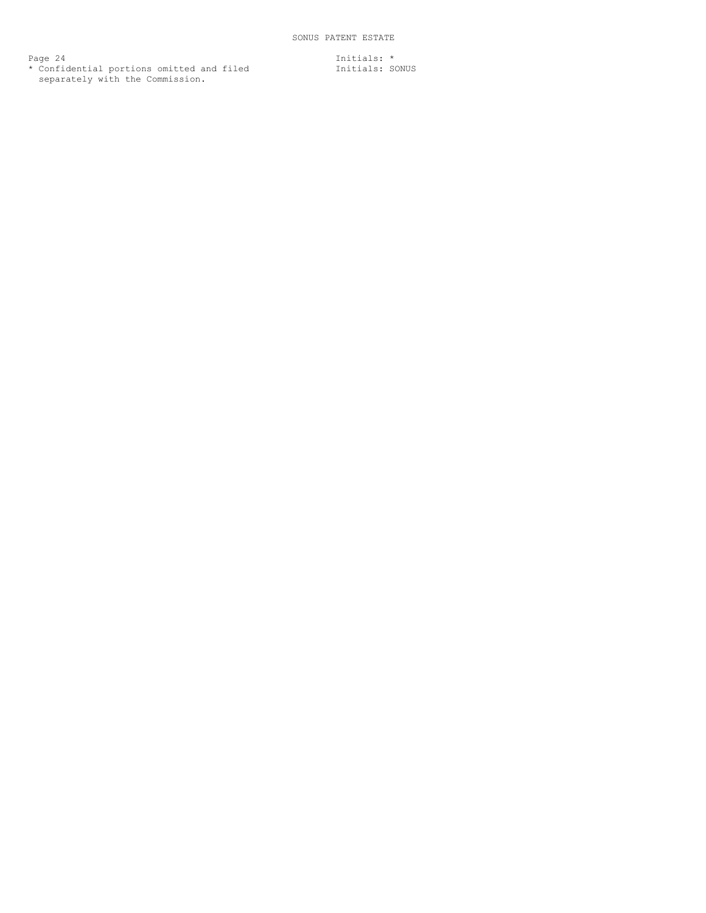SONUS PATENT ESTATE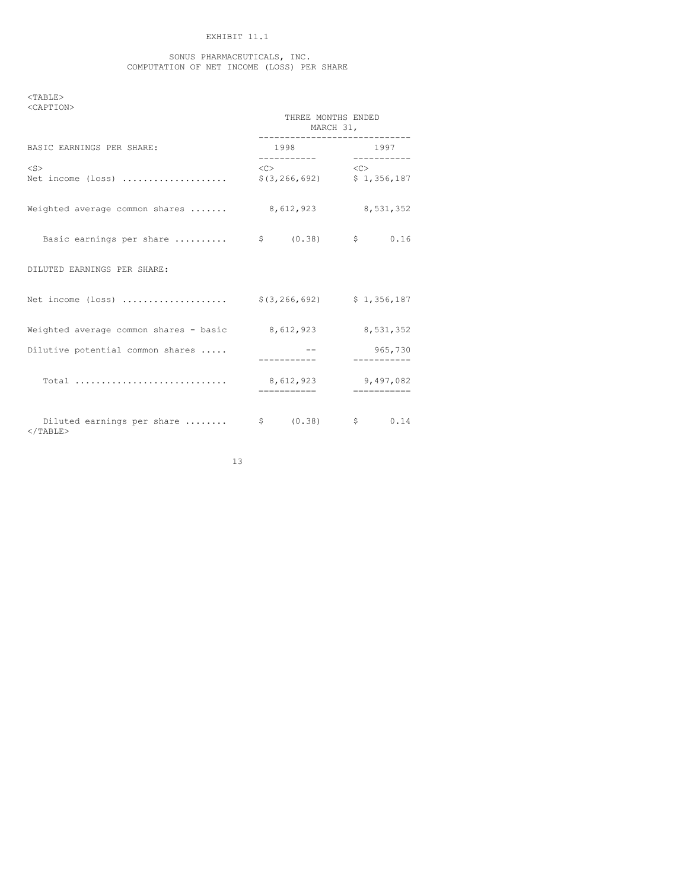EXHIBIT 11.1

SONUS PHARMACEUTICALS, INC.
COMPUTATION OF NET INCOME (LOSS) PER SHARE

| | THREE MONTHS ENDED MARCH 31, | |
|---|---|---|
| BASIC EARNINGS PER SHARE: | 1998 | 1997 |
| Net income (loss) .................... | $(3,266,692) | $ 1,356,187 |
| Weighted average common shares ....... | 8,612,923 | 8,531,352 |
| Basic earnings per share .......... | $ (0.38) | $ 0.16 |
| DILUTED EARNINGS PER SHARE: | | |
| Net income (loss) .................... | $(3,266,692) | $ 1,356,187 |
| Weighted average common shares - basic | 8,612,923 | 8,531,352 |
| Dilutive potential common shares ..... | -- | 965,730 |
| Total ............................ | 8,612,923 | 9,497,082 |
| Diluted earnings per share ........ | $ (0.38) | $ 0.14 |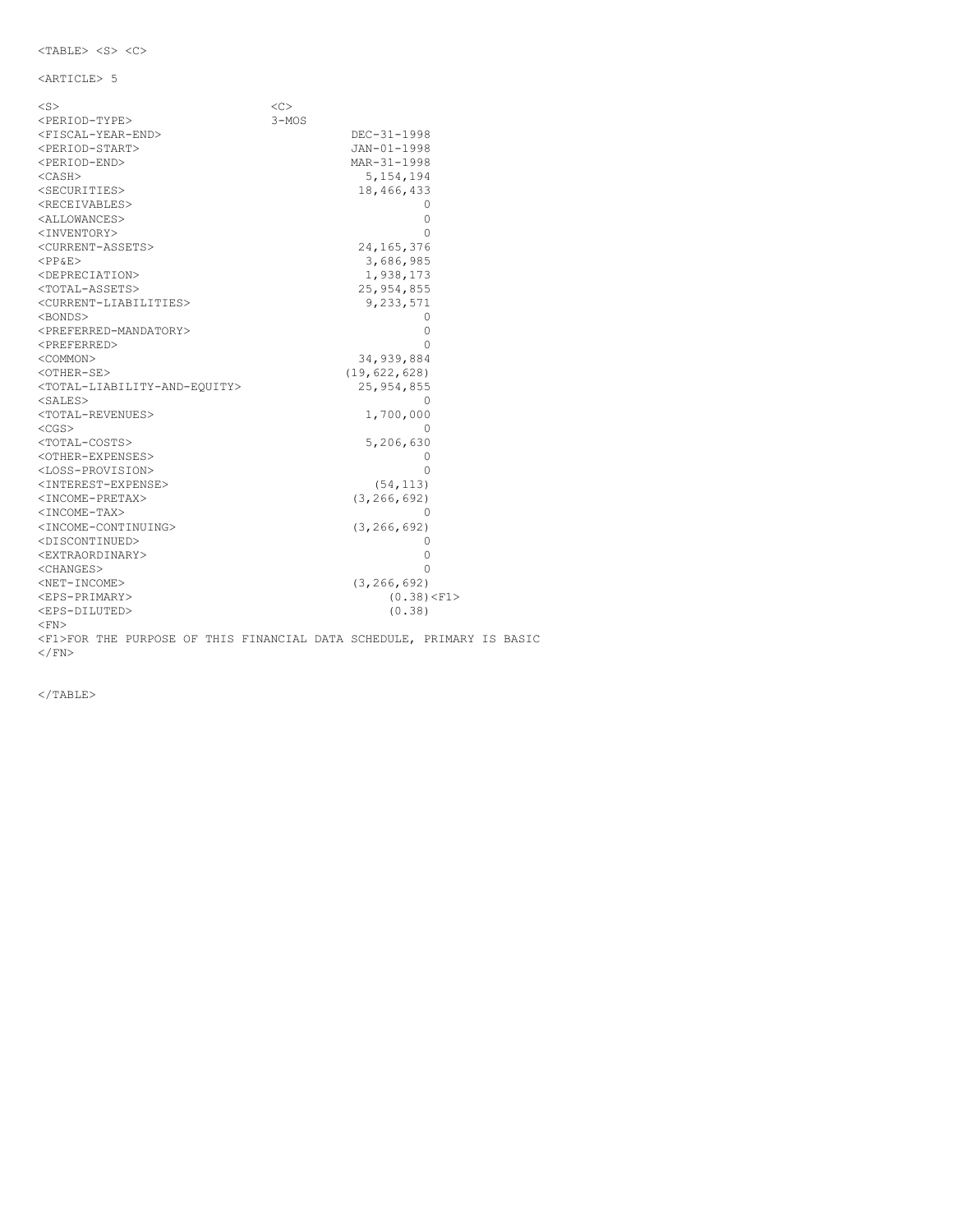```
<TABLE> <S> <C>

<ARTICLE> 5

<S>                             <C>
<PERIOD-TYPE>                   3-MOS
<FISCAL-YEAR-END>                          DEC-31-1998
<PERIOD-START>                             JAN-01-1998
<PERIOD-END>                               MAR-31-1998
<CASH>                                       5,154,194
<SECURITIES>                                18,466,433
<RECEIVABLES>                                        0
<ALLOWANCES>                                         0
<INVENTORY>                                          0
<CURRENT-ASSETS>                            24,165,376
<PP&E>                                       3,686,985
<DEPRECIATION>                               1,938,173
<TOTAL-ASSETS>                              25,954,855
<CURRENT-LIABILITIES>                        9,233,571
<BONDS>                                              0
<PREFERRED-MANDATORY>                                0
<PREFERRED>                                          0
<COMMON>                                    34,939,884
<OTHER-SE>                                (19,622,628)
<TOTAL-LIABILITY-AND-EQUITY>                25,954,855
<SALES>                                              0
<TOTAL-REVENUES>                             1,700,000
<CGS>                                                0
<TOTAL-COSTS>                                5,206,630
<OTHER-EXPENSES>                                     0
<LOSS-PROVISION>                                     0
<INTEREST-EXPENSE>                            (54,113)
<INCOME-PRETAX>                            (3,266,692)
<INCOME-TAX>                                         0
<INCOME-CONTINUING>                        (3,266,692)
<DISCONTINUED>                                       0
<EXTRAORDINARY>                                      0
<CHANGES>                                            0
<NET-INCOME>                               (3,266,692)
<EPS-PRIMARY>                                   (0.38)<F1>
<EPS-DILUTED>                                   (0.38)
<FN>
<F1>FOR THE PURPOSE OF THIS FINANCIAL DATA SCHEDULE, PRIMARY IS BASIC
</FN>

</TABLE>
```